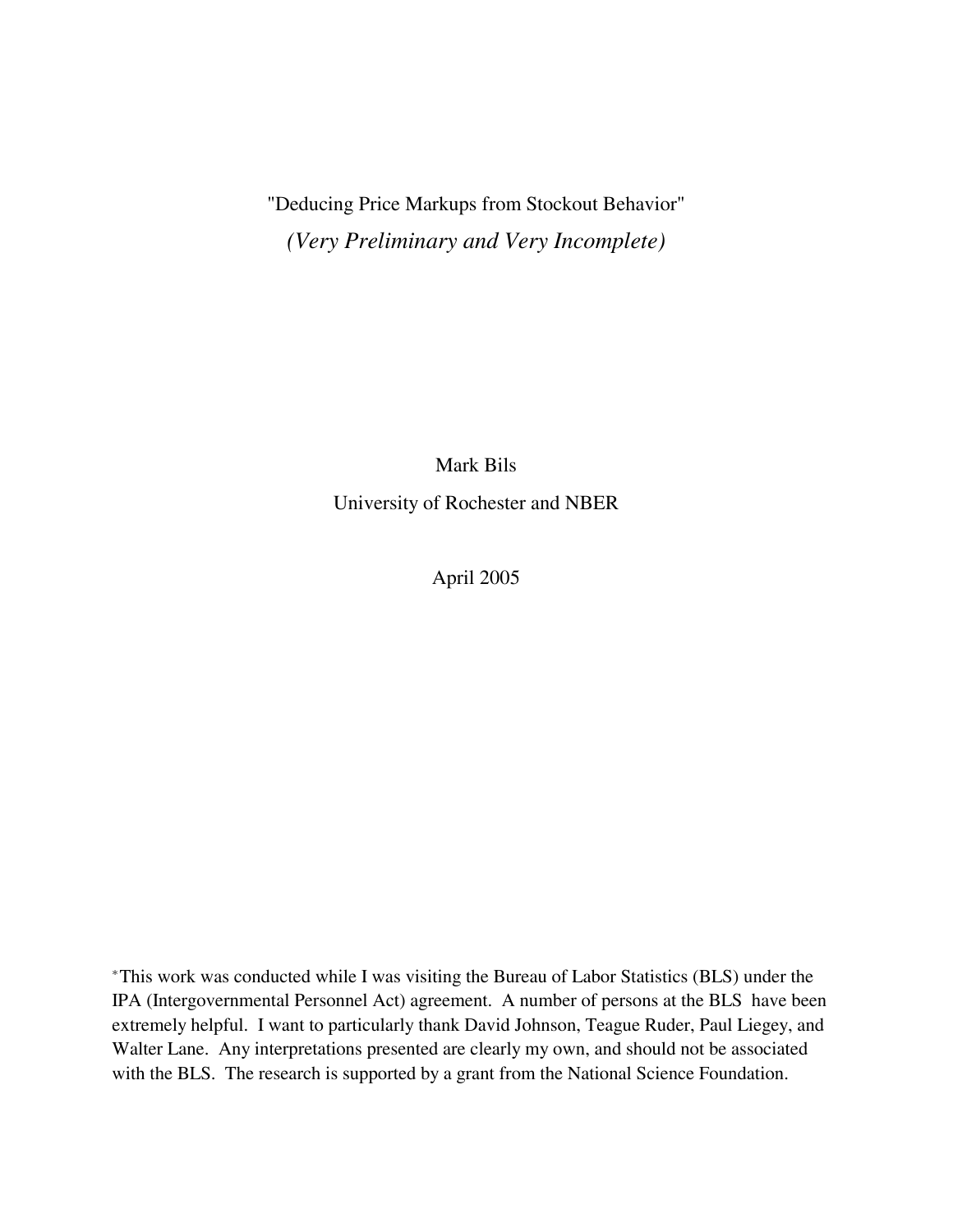# "Deducing Price Markups from Stockout Behavior"

*(Very Preliminary and Very Incomplete)*

Mark Bils

University of Rochester and NBER

April 2005

*This work was conducted while I was visiting the Bureau of Labor Statistics (BLS) under the IPA (Intergovernmental Personnel Act) agreement. A number of persons at the BLS have been extremely helpful. I want to particularly thank David Johnson, Teague Ruder, Paul Liegey, and Walter Lane. Any interpretations presented are clearly my own, and should not be associated with the BLS. The research is supported by a grant from the National Science Foundation.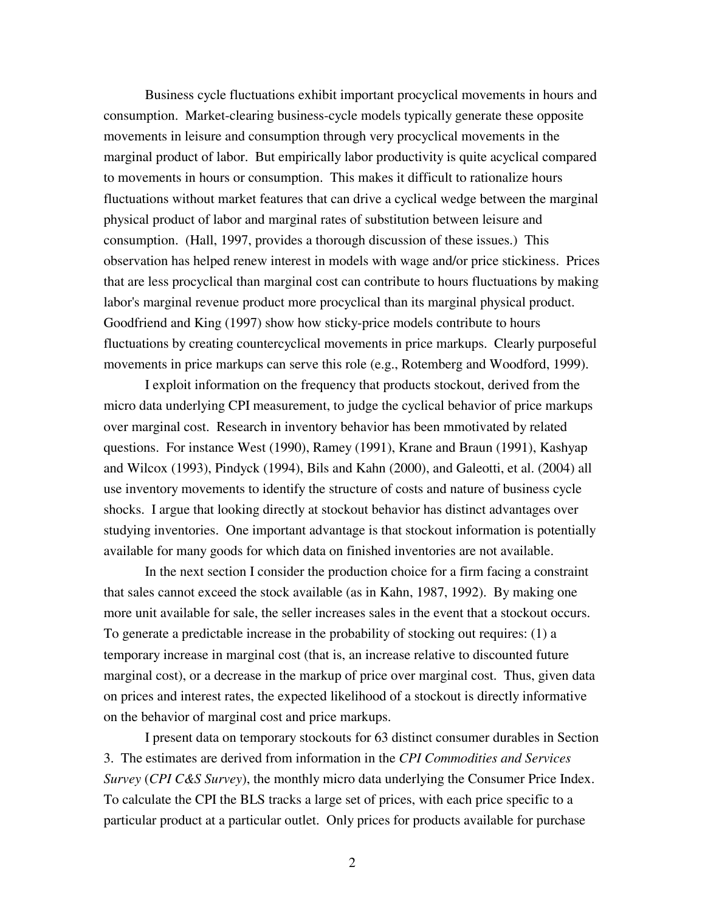Business cycle fluctuations exhibit important procyclical movements in hours and consumption. Market-clearing business-cycle models typically generate these opposite movements in leisure and consumption through very procyclical movements in the marginal product of labor. But empirically labor productivity is quite acyclical compared to movements in hours or consumption. This makes it difficult to rationalize hours fluctuations without market features that can drive a cyclical wedge between the marginal physical product of labor and marginal rates of substitution between leisure and consumption. (Hall, 1997, provides a thorough discussion of these issues.) This observation has helped renew interest in models with wage and/or price stickiness. Prices that are less procyclical than marginal cost can contribute to hours fluctuations by making labor's marginal revenue product more procyclical than its marginal physical product. Goodfriend and King (1997) show how sticky-price models contribute to hours fluctuations by creating countercyclical movements in price markups. Clearly purposeful movements in price markups can serve this role (e.g., Rotemberg and Woodford, 1999).

I exploit information on the frequency that products stockout, derived from the micro data underlying CPI measurement, to judge the cyclical behavior of price markups over marginal cost. Research in inventory behavior has been mmotivated by related questions. For instance West (1990), Ramey (1991), Krane and Braun (1991), Kashyap and Wilcox (1993), Pindyck (1994), Bils and Kahn (2000), and Galeotti, et al. (2004) all use inventory movements to identify the structure of costs and nature of business cycle shocks. I argue that looking directly at stockout behavior has distinct advantages over studying inventories. One important advantage is that stockout information is potentially available for many goods for which data on finished inventories are not available.

In the next section I consider the production choice for a firm facing a constraint that sales cannot exceed the stock available (as in Kahn, 1987, 1992). By making one more unit available for sale, the seller increases sales in the event that a stockout occurs. To generate a predictable increase in the probability of stocking out requires: (1) a temporary increase in marginal cost (that is, an increase relative to discounted future marginal cost), or a decrease in the markup of price over marginal cost. Thus, given data on prices and interest rates, the expected likelihood of a stockout is directly informative on the behavior of marginal cost and price markups.

I present data on temporary stockouts for 63 distinct consumer durables in Section 3. The estimates are derived from information in the *CPI Commodities and Services Survey* (*CPI C&S Survey*), the monthly micro data underlying the Consumer Price Index. To calculate the CPI the BLS tracks a large set of prices, with each price specific to a particular product at a particular outlet. Only prices for products available for purchase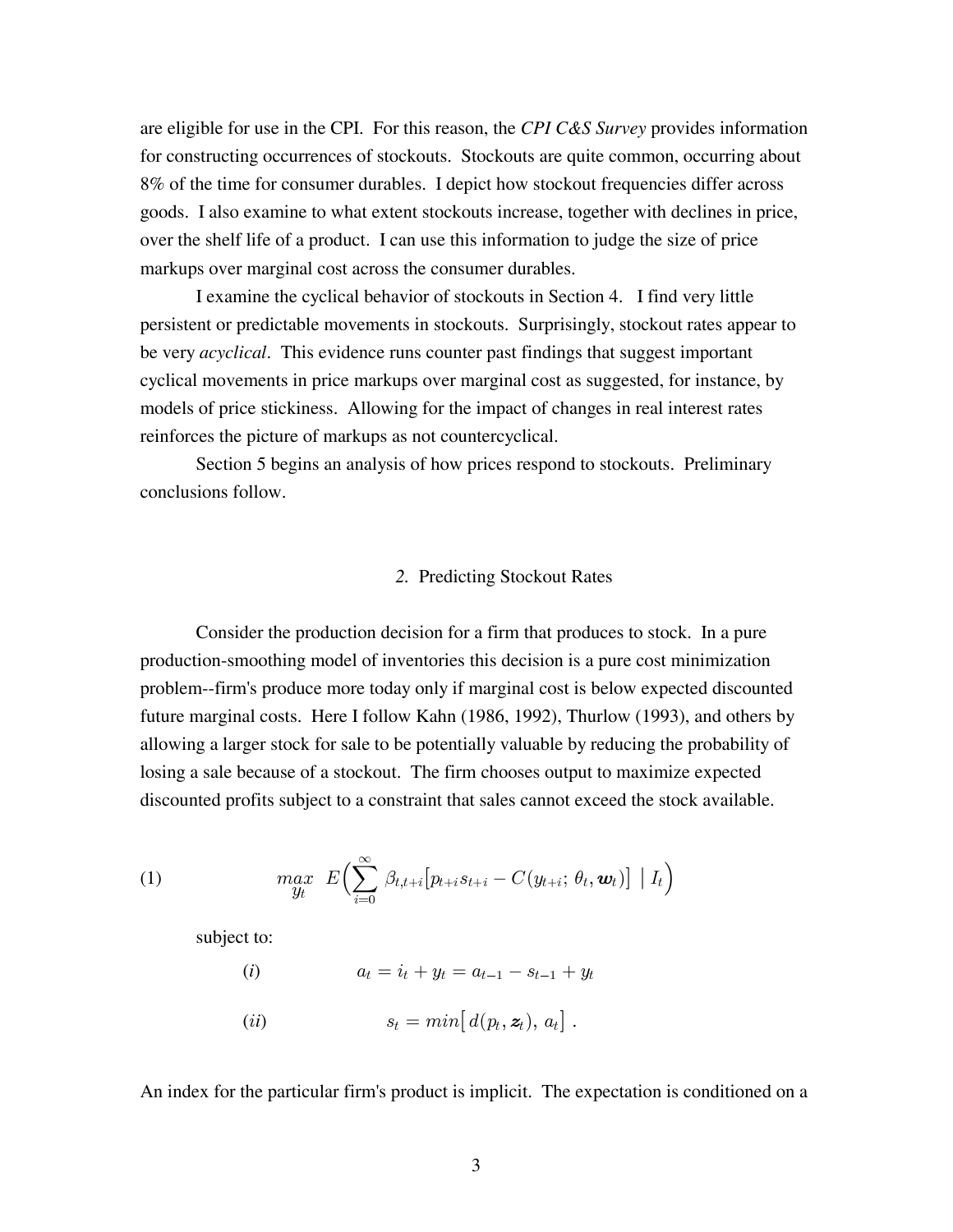are eligible for use in the CPI. For this reason, the *CPI C&S Survey* provides information for constructing occurrences of stockouts. Stockouts are quite common, occurring about 8% of the time for consumer durables. I depict how stockout frequencies differ across goods. I also examine to what extent stockouts increase, together with declines in price, over the shelf life of a product. I can use this information to judge the size of price markups over marginal cost across the consumer durables.

I examine the cyclical behavior of stockouts in Section 4. I find very little persistent or predictable movements in stockouts. Surprisingly, stockout rates appear to be very *acyclical*. This evidence runs counter past findings that suggest important cyclical movements in price markups over marginal cost as suggested, for instance, by models of price stickiness. Allowing for the impact of changes in real interest rates reinforces the picture of markups as not countercyclical.

Section 5 begins an analysis of how prices respond to stockouts. Preliminary conclusions follow.

## *2.* Predicting Stockout Rates

Consider the production decision for a firm that produces to stock. In a pure production-smoothing model of inventories this decision is a pure cost minimization problem--firm's produce more today only if marginal cost is below expected discounted future marginal costs. Here I follow Kahn (1986, 1992), Thurlow (1993), and others by allowing a larger stock for sale to be potentially valuable by reducing the probability of losing a sale because of a stockout. The firm chooses output to maximize expected discounted profits subject to a constraint that sales cannot exceed the stock available.

$$(1) \qquad \max_{y_t} \; E\Big(\sum_{i=0}^{\infty} \beta_{t,t+i}\big[p_{t+i}s_{t+i} - C(y_{t+i};\, \theta_t, \boldsymbol{w}_t)\big] \;\big|\; I_t\Big)$$

subject to:

$$(i) \qquad a_t = i_t + y_t = a_{t-1} - s_{t-1} + y_t$$

$$(ii) \qquad s_t = min\big[\, d(p_t, \boldsymbol{z}_t),\; a_t\big]\ .$$

An index for the particular firm's product is implicit. The expectation is conditioned on a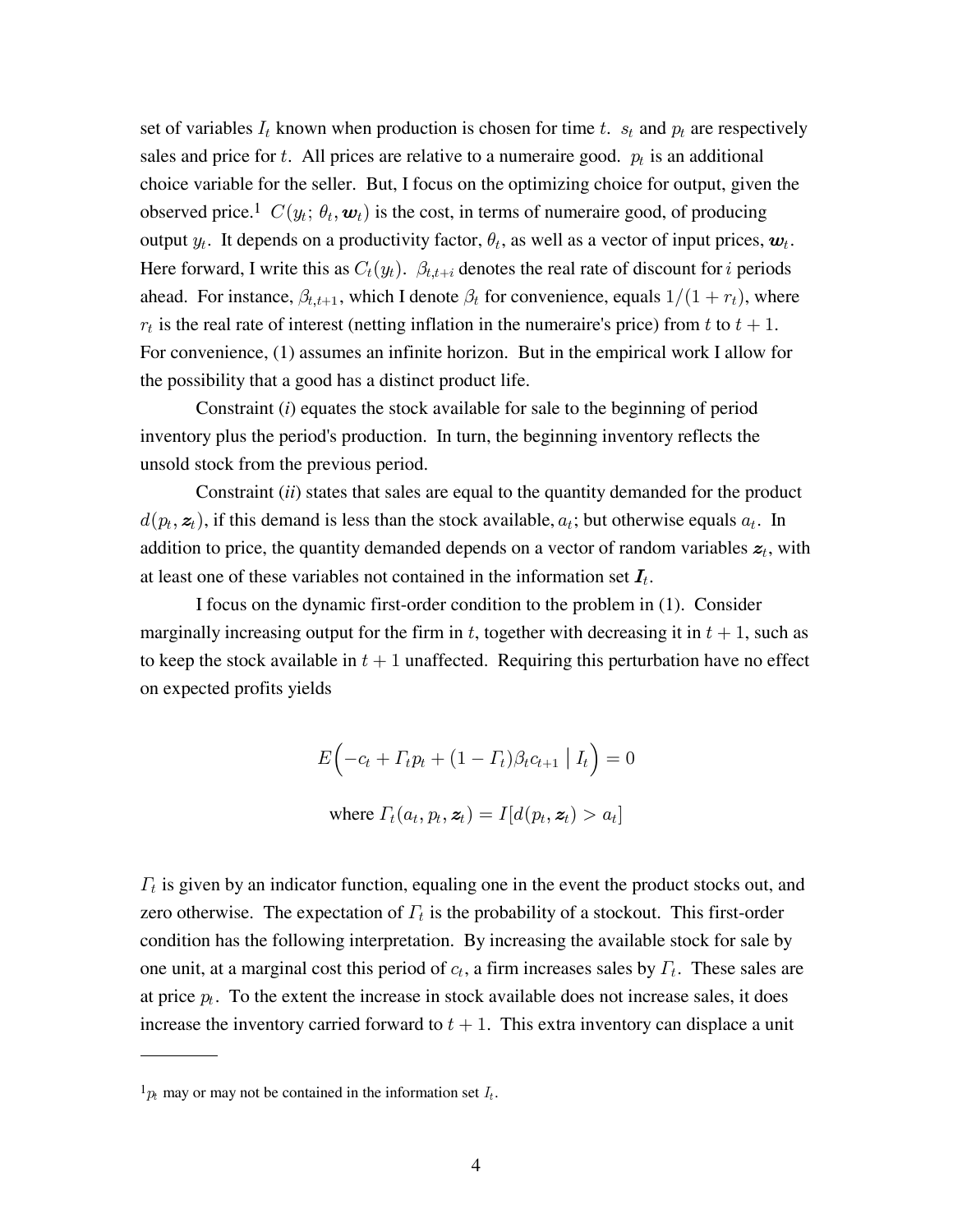set of variables $I_t$ known when production is chosen for time $t$. $s_t$ and $p_t$ are respectively sales and price for $t$. All prices are relative to a numeraire good. $p_t$ is an additional choice variable for the seller. But, I focus on the optimizing choice for output, given the observed price.[1] $C(y_t;\, \theta_t, \boldsymbol{w}_t)$ is the cost, in terms of numeraire good, of producing output $y_t$. It depends on a productivity factor, $\theta_t$, as well as a vector of input prices, $\boldsymbol{w}_t$. Here forward, I write this as $C_t(y_t)$. $\beta_{t,t+i}$ denotes the real rate of discount for $i$ periods ahead. For instance, $\beta_{t,t+1}$, which I denote $\beta_t$ for convenience, equals $1/(1+r_t)$, where $r_t$ is the real rate of interest (netting inflation in the numeraire's price) from $t$ to $t+1$. For convenience, (1) assumes an infinite horizon. But in the empirical work I allow for the possibility that a good has a distinct product life.

Constraint (*i*) equates the stock available for sale to the beginning of period inventory plus the period's production. In turn, the beginning inventory reflects the unsold stock from the previous period.

Constraint (*ii*) states that sales are equal to the quantity demanded for the product $d(p_t, \boldsymbol{z}_t)$, if this demand is less than the stock available, $a_t$; but otherwise equals $a_t$. In addition to price, the quantity demanded depends on a vector of random variables $\boldsymbol{z}_t$, with at least one of these variables not contained in the information set $\boldsymbol{I}_t$.

I focus on the dynamic first-order condition to the problem in (1). Consider marginally increasing output for the firm in $t$, together with decreasing it in $t+1$, such as to keep the stock available in $t+1$ unaffected. Requiring this perturbation have no effect on expected profits yields

$$E\Big(-c_t + \Gamma_t p_t + (1-\Gamma_t)\beta_t c_{t+1} \mid I_t\Big) = 0$$

$$\text{where } \Gamma_t(a_t, p_t, \boldsymbol{z}_t) = I[d(p_t, \boldsymbol{z}_t) > a_t]$$

$\Gamma_t$ is given by an indicator function, equaling one in the event the product stocks out, and zero otherwise. The expectation of $\Gamma_t$ is the probability of a stockout. This first-order condition has the following interpretation. By increasing the available stock for sale by one unit, at a marginal cost this period of $c_t$, a firm increases sales by $\Gamma_t$. These sales are at price $p_t$. To the extent the increase in stock available does not increase sales, it does increase the inventory carried forward to $t+1$. This extra inventory can displace a unit

---

[1] $p_t$ may or may not be contained in the information set $I_t$.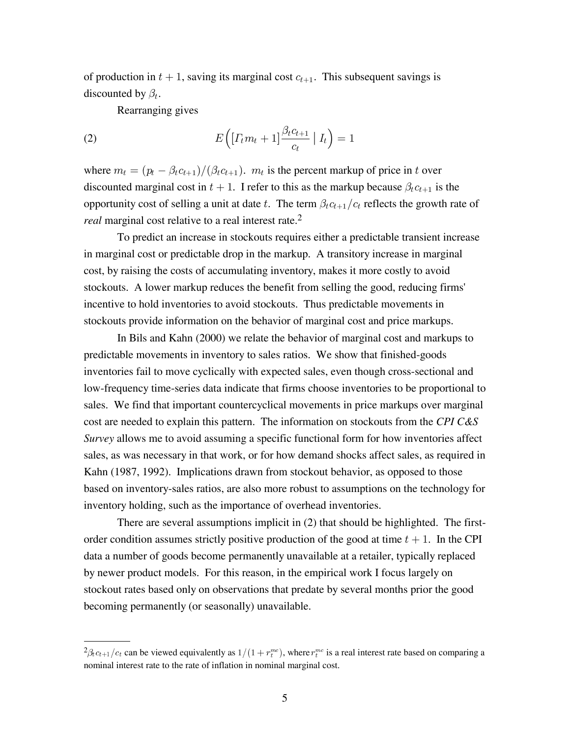of production in $t+1$, saving its marginal cost $c_{t+1}$. This subsequent savings is discounted by $\beta_t$.

Rearranging gives

$$E\Big([\Gamma_t m_t + 1]\frac{\beta_t c_{t+1}}{c_t} \mid I_t\Big) = 1 \tag{2}$$

where $m_t = (p_t - \beta_t c_{t+1})/(\beta_t c_{t+1})$. $m_t$ is the percent markup of price in $t$ over discounted marginal cost in $t+1$. I refer to this as the markup because $\beta_t c_{t+1}$ is the opportunity cost of selling a unit at date $t$. The term $\beta_t c_{t+1}/c_t$ reflects the growth rate of *real* marginal cost relative to a real interest rate.[2]

To predict an increase in stockouts requires either a predictable transient increase in marginal cost or predictable drop in the markup. A transitory increase in marginal cost, by raising the costs of accumulating inventory, makes it more costly to avoid stockouts. A lower markup reduces the benefit from selling the good, reducing firms' incentive to hold inventories to avoid stockouts. Thus predictable movements in stockouts provide information on the behavior of marginal cost and price markups.

In Bils and Kahn (2000) we relate the behavior of marginal cost and markups to predictable movements in inventory to sales ratios. We show that finished-goods inventories fail to move cyclically with expected sales, even though cross-sectional and low-frequency time-series data indicate that firms choose inventories to be proportional to sales. We find that important countercyclical movements in price markups over marginal cost are needed to explain this pattern. The information on stockouts from the *CPI C&S Survey* allows me to avoid assuming a specific functional form for how inventories affect sales, as was necessary in that work, or for how demand shocks affect sales, as required in Kahn (1987, 1992). Implications drawn from stockout behavior, as opposed to those based on inventory-sales ratios, are also more robust to assumptions on the technology for inventory holding, such as the importance of overhead inventories.

There are several assumptions implicit in (2) that should be highlighted. The first-order condition assumes strictly positive production of the good at time $t+1$. In the CPI data a number of goods become permanently unavailable at a retailer, typically replaced by newer product models. For this reason, in the empirical work I focus largely on stockout rates based only on observations that predate by several months prior the good becoming permanently (or seasonally) unavailable.

---

[2] $\beta_t c_{t+1}/c_t$ can be viewed equivalently as $1/(1+r_t^{mc})$, where $r_t^{mc}$ is a real interest rate based on comparing a nominal interest rate to the rate of inflation in nominal marginal cost.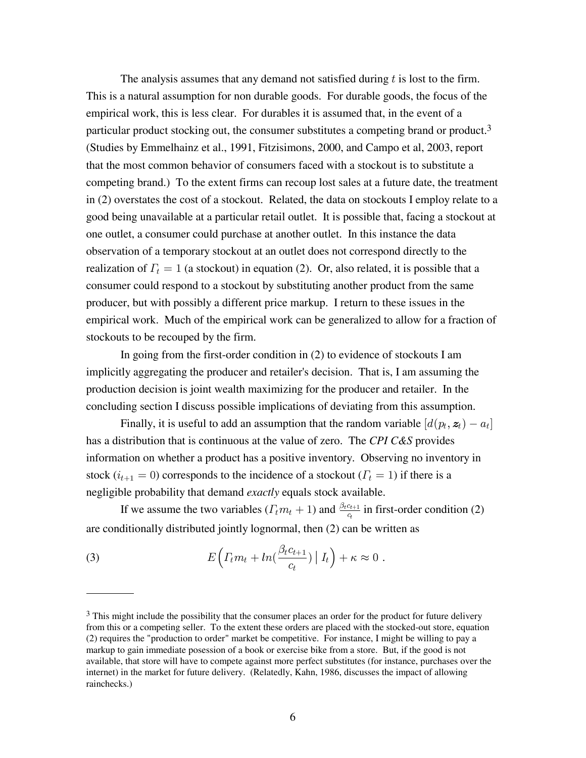The analysis assumes that any demand not satisfied during $t$ is lost to the firm. This is a natural assumption for non durable goods. For durable goods, the focus of the empirical work, this is less clear. For durables it is assumed that, in the event of a particular product stocking out, the consumer substitutes a competing brand or product.[3] (Studies by Emmelhainz et al., 1991, Fitzisimons, 2000, and Campo et al, 2003, report that the most common behavior of consumers faced with a stockout is to substitute a competing brand.) To the extent firms can recoup lost sales at a future date, the treatment in (2) overstates the cost of a stockout. Related, the data on stockouts I employ relate to a good being unavailable at a particular retail outlet. It is possible that, facing a stockout at one outlet, a consumer could purchase at another outlet. In this instance the data observation of a temporary stockout at an outlet does not correspond directly to the realization of $\Gamma_t = 1$ (a stockout) in equation (2). Or, also related, it is possible that a consumer could respond to a stockout by substituting another product from the same producer, but with possibly a different price markup. I return to these issues in the empirical work. Much of the empirical work can be generalized to allow for a fraction of stockouts to be recouped by the firm.

In going from the first-order condition in (2) to evidence of stockouts I am implicitly aggregating the producer and retailer's decision. That is, I am assuming the production decision is joint wealth maximizing for the producer and retailer. In the concluding section I discuss possible implications of deviating from this assumption.

Finally, it is useful to add an assumption that the random variable $[d(p_t, \boldsymbol{z}_t) - a_t]$ has a distribution that is continuous at the value of zero. The *CPI C&S* provides information on whether a product has a positive inventory. Observing no inventory in stock ($i_{t+1} = 0$) corresponds to the incidence of a stockout ($\Gamma_t = 1$) if there is a negligible probability that demand *exactly* equals stock available.

If we assume the two variables ($\Gamma_t m_t + 1$) and $\frac{\beta_t c_{t+1}}{c_t}$ in first-order condition (2) are conditionally distributed jointly lognormal, then (2) can be written as

$$E\Big(\Gamma_t m_t + ln(\frac{\beta_t c_{t+1}}{c_t}) \mid I_t\Big) + \kappa \approx 0 \ . \tag{3}$$

---

[3] This might include the possibility that the consumer places an order for the product for future delivery from this or a competing seller. To the extent these orders are placed with the stocked-out store, equation (2) requires the "production to order" market be competitive. For instance, I might be willing to pay a markup to gain immediate posession of a book or exercise bike from a store. But, if the good is not available, that store will have to compete against more perfect substitutes (for instance, purchases over the internet) in the market for future delivery. (Relatedly, Kahn, 1986, discusses the impact of allowing rainchecks.)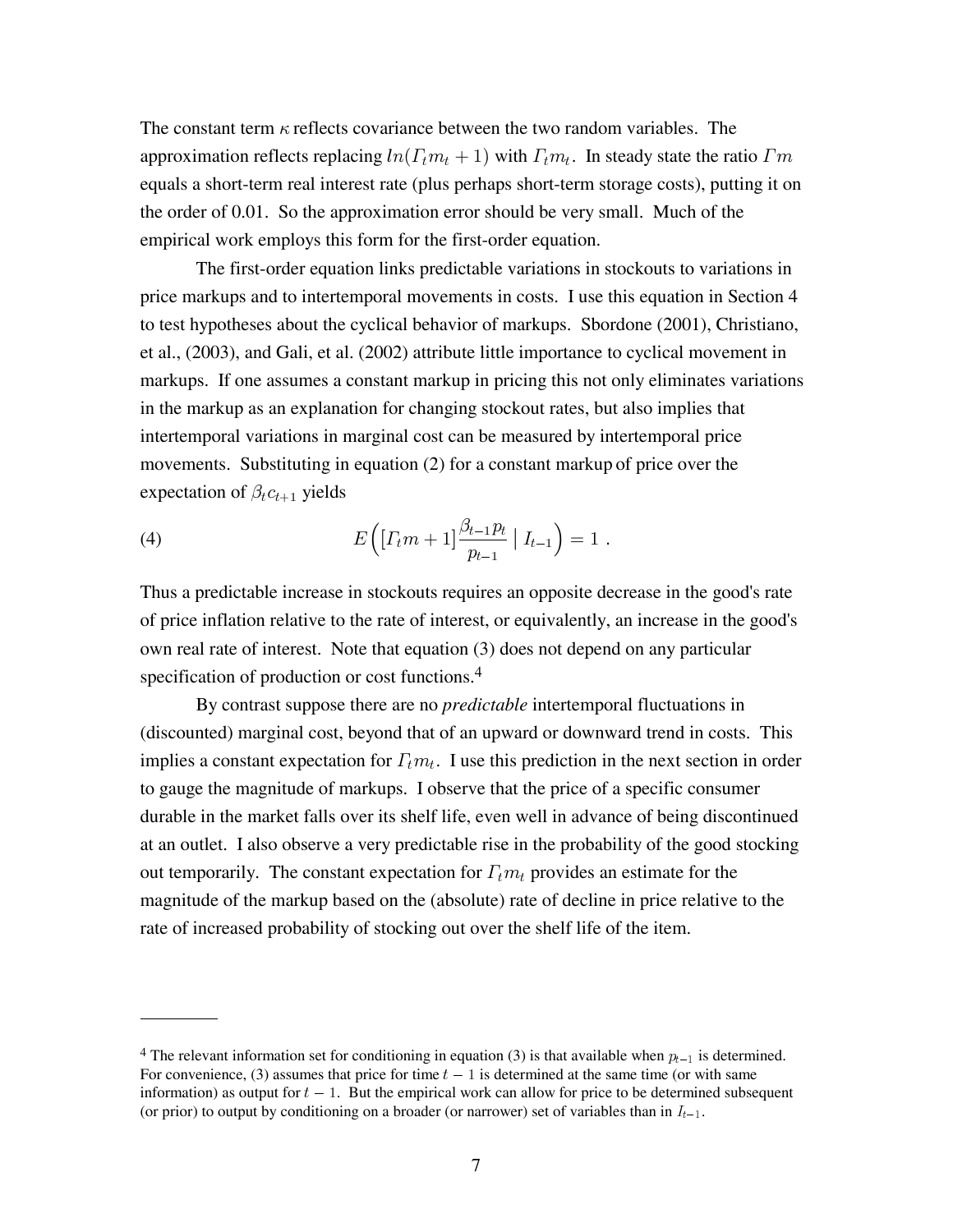The constant term $\kappa$ reflects covariance between the two random variables. The approximation reflects replacing $ln(\Gamma_t m_t + 1)$ with $\Gamma_t m_t$. In steady state the ratio $\Gamma m$ equals a short-term real interest rate (plus perhaps short-term storage costs), putting it on the order of 0.01. So the approximation error should be very small. Much of the empirical work employs this form for the first-order equation.

The first-order equation links predictable variations in stockouts to variations in price markups and to intertemporal movements in costs. I use this equation in Section 4 to test hypotheses about the cyclical behavior of markups. Sbordone (2001), Christiano, et al., (2003), and Gali, et al. (2002) attribute little importance to cyclical movement in markups. If one assumes a constant markup in pricing this not only eliminates variations in the markup as an explanation for changing stockout rates, but also implies that intertemporal variations in marginal cost can be measured by intertemporal price movements. Substituting in equation (2) for a constant markup of price over the expectation of $\beta_t c_{t+1}$ yields

$$E\Big([\Gamma_t m + 1]\frac{\beta_{t-1} p_t}{p_{t-1}} \mid I_{t-1}\Big) = 1 \ . \tag{4}$$

Thus a predictable increase in stockouts requires an opposite decrease in the good's rate of price inflation relative to the rate of interest, or equivalently, an increase in the good's own real rate of interest. Note that equation (3) does not depend on any particular specification of production or cost functions.[4]

By contrast suppose there are no *predictable* intertemporal fluctuations in (discounted) marginal cost, beyond that of an upward or downward trend in costs. This implies a constant expectation for $\Gamma_t m_t$. I use this prediction in the next section in order to gauge the magnitude of markups. I observe that the price of a specific consumer durable in the market falls over its shelf life, even well in advance of being discontinued at an outlet. I also observe a very predictable rise in the probability of the good stocking out temporarily. The constant expectation for $\Gamma_t m_t$ provides an estimate for the magnitude of the markup based on the (absolute) rate of decline in price relative to the rate of increased probability of stocking out over the shelf life of the item.

---

[4] The relevant information set for conditioning in equation (3) is that available when $p_{t-1}$ is determined. For convenience, (3) assumes that price for time $t-1$ is determined at the same time (or with same information) as output for $t-1$. But the empirical work can allow for price to be determined subsequent (or prior) to output by conditioning on a broader (or narrower) set of variables than in $I_{t-1}$.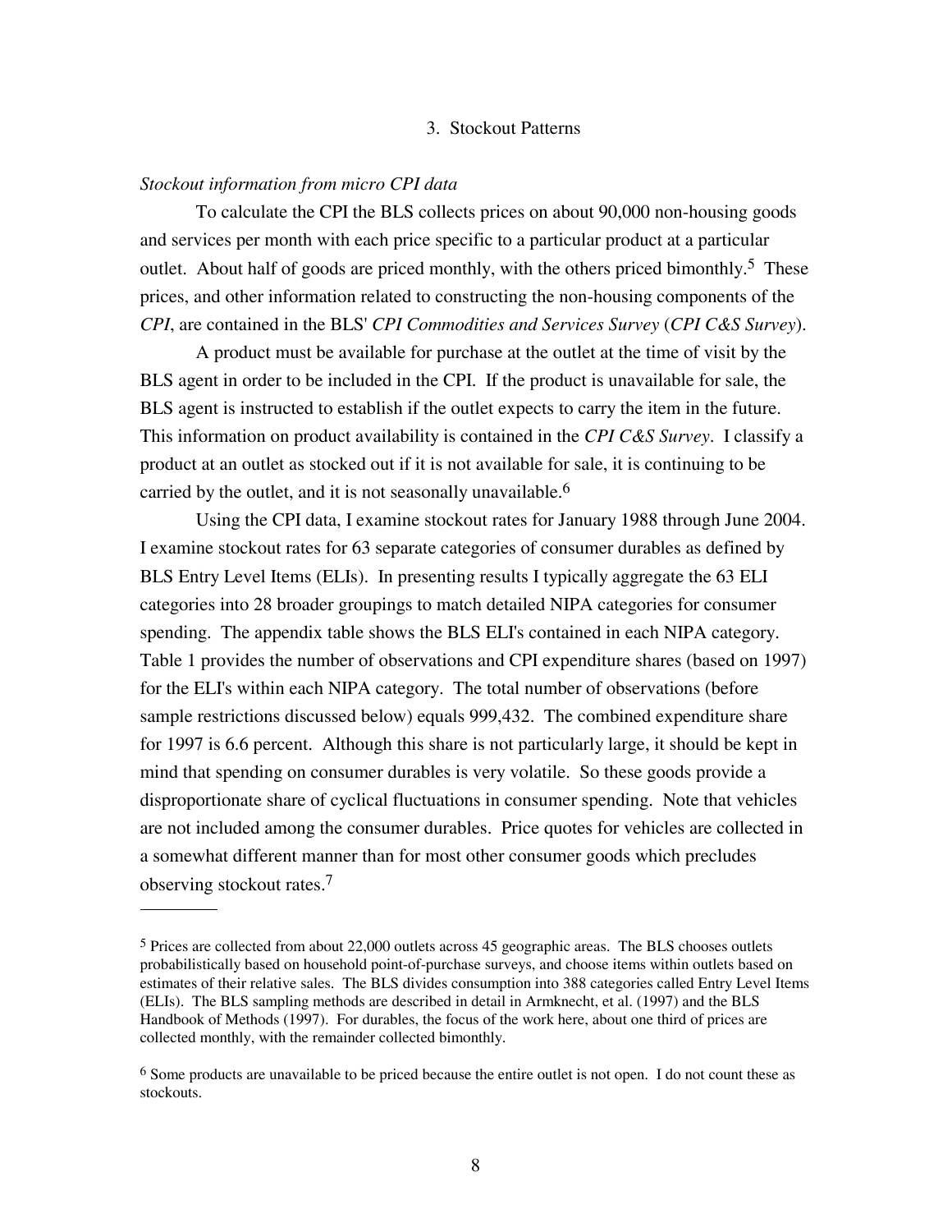## 3. Stockout Patterns

*Stockout information from micro CPI data*

To calculate the CPI the BLS collects prices on about 90,000 non-housing goods and services per month with each price specific to a particular product at a particular outlet. About half of goods are priced monthly, with the others priced bimonthly.[5] These prices, and other information related to constructing the non-housing components of the *CPI*, are contained in the BLS' *CPI Commodities and Services Survey* (*CPI C&S Survey*).

A product must be available for purchase at the outlet at the time of visit by the BLS agent in order to be included in the CPI. If the product is unavailable for sale, the BLS agent is instructed to establish if the outlet expects to carry the item in the future. This information on product availability is contained in the *CPI C&S Survey*. I classify a product at an outlet as stocked out if it is not available for sale, it is continuing to be carried by the outlet, and it is not seasonally unavailable.[6]

Using the CPI data, I examine stockout rates for January 1988 through June 2004. I examine stockout rates for 63 separate categories of consumer durables as defined by BLS Entry Level Items (ELIs). In presenting results I typically aggregate the 63 ELI categories into 28 broader groupings to match detailed NIPA categories for consumer spending. The appendix table shows the BLS ELI's contained in each NIPA category. Table 1 provides the number of observations and CPI expenditure shares (based on 1997) for the ELI's within each NIPA category. The total number of observations (before sample restrictions discussed below) equals 999,432. The combined expenditure share for 1997 is 6.6 percent. Although this share is not particularly large, it should be kept in mind that spending on consumer durables is very volatile. So these goods provide a disproportionate share of cyclical fluctuations in consumer spending. Note that vehicles are not included among the consumer durables. Price quotes for vehicles are collected in a somewhat different manner than for most other consumer goods which precludes observing stockout rates.[7]

---

[5] Prices are collected from about 22,000 outlets across 45 geographic areas. The BLS chooses outlets probabilistically based on household point-of-purchase surveys, and choose items within outlets based on estimates of their relative sales. The BLS divides consumption into 388 categories called Entry Level Items (ELIs). The BLS sampling methods are described in detail in Armknecht, et al. (1997) and the BLS Handbook of Methods (1997). For durables, the focus of the work here, about one third of prices are collected monthly, with the remainder collected bimonthly.

[6] Some products are unavailable to be priced because the entire outlet is not open. I do not count these as stockouts.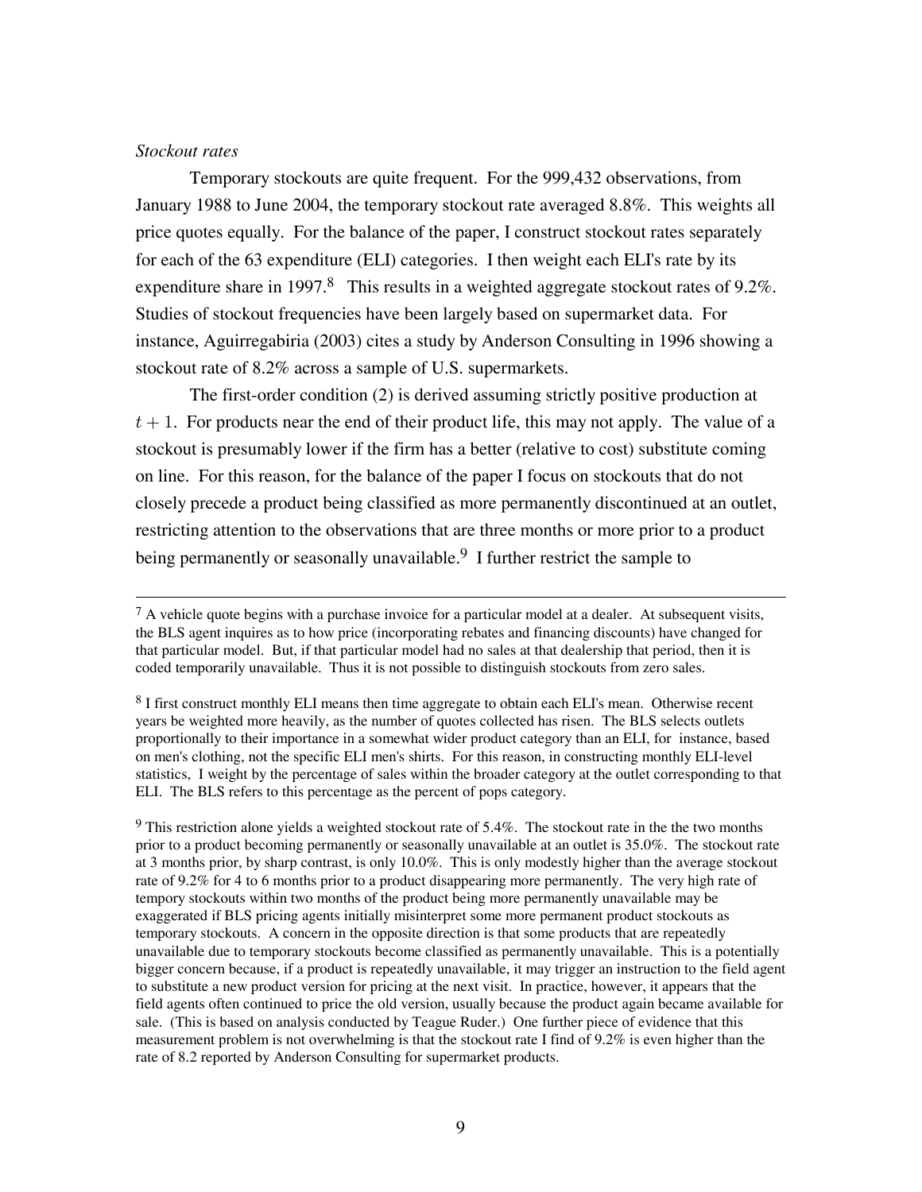*Stockout rates*

Temporary stockouts are quite frequent. For the 999,432 observations, from January 1988 to June 2004, the temporary stockout rate averaged 8.8%. This weights all price quotes equally. For the balance of the paper, I construct stockout rates separately for each of the 63 expenditure (ELI) categories. I then weight each ELI's rate by its expenditure share in 1997.[8] This results in a weighted aggregate stockout rates of 9.2%. Studies of stockout frequencies have been largely based on supermarket data. For instance, Aguirregabiria (2003) cites a study by Anderson Consulting in 1996 showing a stockout rate of 8.2% across a sample of U.S. supermarkets.

The first-order condition (2) is derived assuming strictly positive production at $t + 1$. For products near the end of their product life, this may not apply. The value of a stockout is presumably lower if the firm has a better (relative to cost) substitute coming on line. For this reason, for the balance of the paper I focus on stockouts that do not closely precede a product being classified as more permanently discontinued at an outlet, restricting attention to the observations that are three months or more prior to a product being permanently or seasonally unavailable.[9] I further restrict the sample to

---

[7] A vehicle quote begins with a purchase invoice for a particular model at a dealer. At subsequent visits, the BLS agent inquires as to how price (incorporating rebates and financing discounts) have changed for that particular model. But, if that particular model had no sales at that dealership that period, then it is coded temporarily unavailable. Thus it is not possible to distinguish stockouts from zero sales.

[8] I first construct monthly ELI means then time aggregate to obtain each ELI's mean. Otherwise recent years be weighted more heavily, as the number of quotes collected has risen. The BLS selects outlets proportionally to their importance in a somewhat wider product category than an ELI, for instance, based on men's clothing, not the specific ELI men's shirts. For this reason, in constructing monthly ELI-level statistics, I weight by the percentage of sales within the broader category at the outlet corresponding to that ELI. The BLS refers to this percentage as the percent of pops category.

[9] This restriction alone yields a weighted stockout rate of 5.4%. The stockout rate in the the two months prior to a product becoming permanently or seasonally unavailable at an outlet is 35.0%. The stockout rate at 3 months prior, by sharp contrast, is only 10.0%. This is only modestly higher than the average stockout rate of 9.2% for 4 to 6 months prior to a product disappearing more permanently. The very high rate of tempory stockouts within two months of the product being more permanently unavailable may be exaggerated if BLS pricing agents initially misinterpret some more permanent product stockouts as temporary stockouts. A concern in the opposite direction is that some products that are repeatedly unavailable due to temporary stockouts become classified as permanently unavailable. This is a potentially bigger concern because, if a product is repeatedly unavailable, it may trigger an instruction to the field agent to substitute a new product version for pricing at the next visit. In practice, however, it appears that the field agents often continued to price the old version, usually because the product again became available for sale. (This is based on analysis conducted by Teague Ruder.) One further piece of evidence that this measurement problem is not overwhelming is that the stockout rate I find of 9.2% is even higher than the rate of 8.2 reported by Anderson Consulting for supermarket products.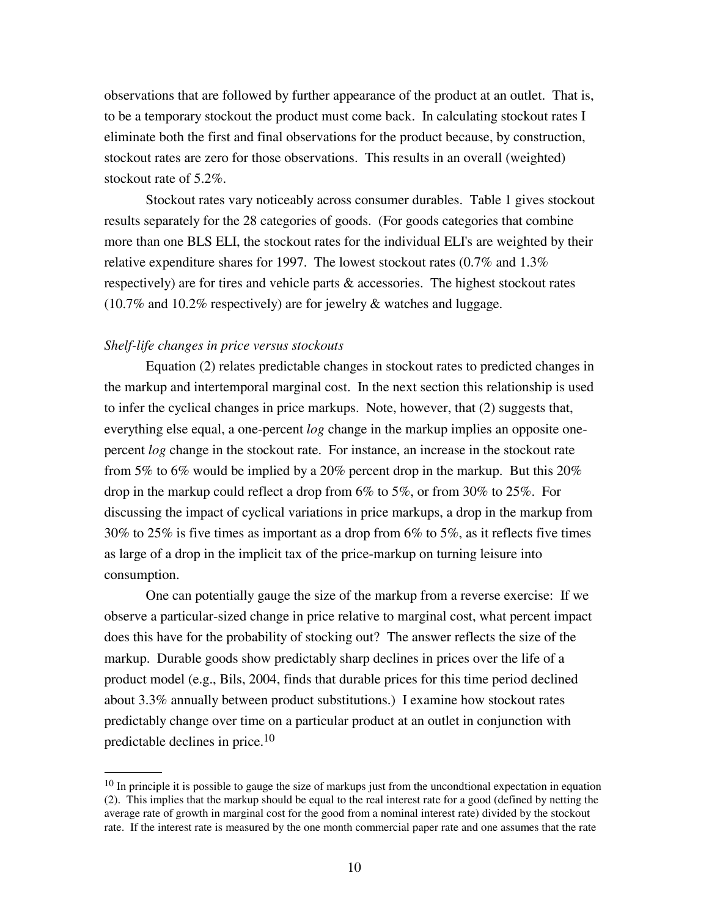observations that are followed by further appearance of the product at an outlet. That is, to be a temporary stockout the product must come back. In calculating stockout rates I eliminate both the first and final observations for the product because, by construction, stockout rates are zero for those observations. This results in an overall (weighted) stockout rate of 5.2%.

Stockout rates vary noticeably across consumer durables. Table 1 gives stockout results separately for the 28 categories of goods. (For goods categories that combine more than one BLS ELI, the stockout rates for the individual ELI's are weighted by their relative expenditure shares for 1997. The lowest stockout rates (0.7% and 1.3% respectively) are for tires and vehicle parts & accessories. The highest stockout rates (10.7% and 10.2% respectively) are for jewelry & watches and luggage.

*Shelf-life changes in price versus stockouts*

Equation (2) relates predictable changes in stockout rates to predicted changes in the markup and intertemporal marginal cost. In the next section this relationship is used to infer the cyclical changes in price markups. Note, however, that (2) suggests that, everything else equal, a one-percent *log* change in the markup implies an opposite one-percent *log* change in the stockout rate. For instance, an increase in the stockout rate from 5% to 6% would be implied by a 20% percent drop in the markup. But this 20% drop in the markup could reflect a drop from 6% to 5%, or from 30% to 25%. For discussing the impact of cyclical variations in price markups, a drop in the markup from 30% to 25% is five times as important as a drop from 6% to 5%, as it reflects five times as large of a drop in the implicit tax of the price-markup on turning leisure into consumption.

One can potentially gauge the size of the markup from a reverse exercise: If we observe a particular-sized change in price relative to marginal cost, what percent impact does this have for the probability of stocking out? The answer reflects the size of the markup. Durable goods show predictably sharp declines in prices over the life of a product model (e.g., Bils, 2004, finds that durable prices for this time period declined about 3.3% annually between product substitutions.) I examine how stockout rates predictably change over time on a particular product at an outlet in conjunction with predictable declines in price.[10]

[10] In principle it is possible to gauge the size of markups just from the uncondtional expectation in equation (2). This implies that the markup should be equal to the real interest rate for a good (defined by netting the average rate of growth in marginal cost for the good from a nominal interest rate) divided by the stockout rate. If the interest rate is measured by the one month commercial paper rate and one assumes that the rate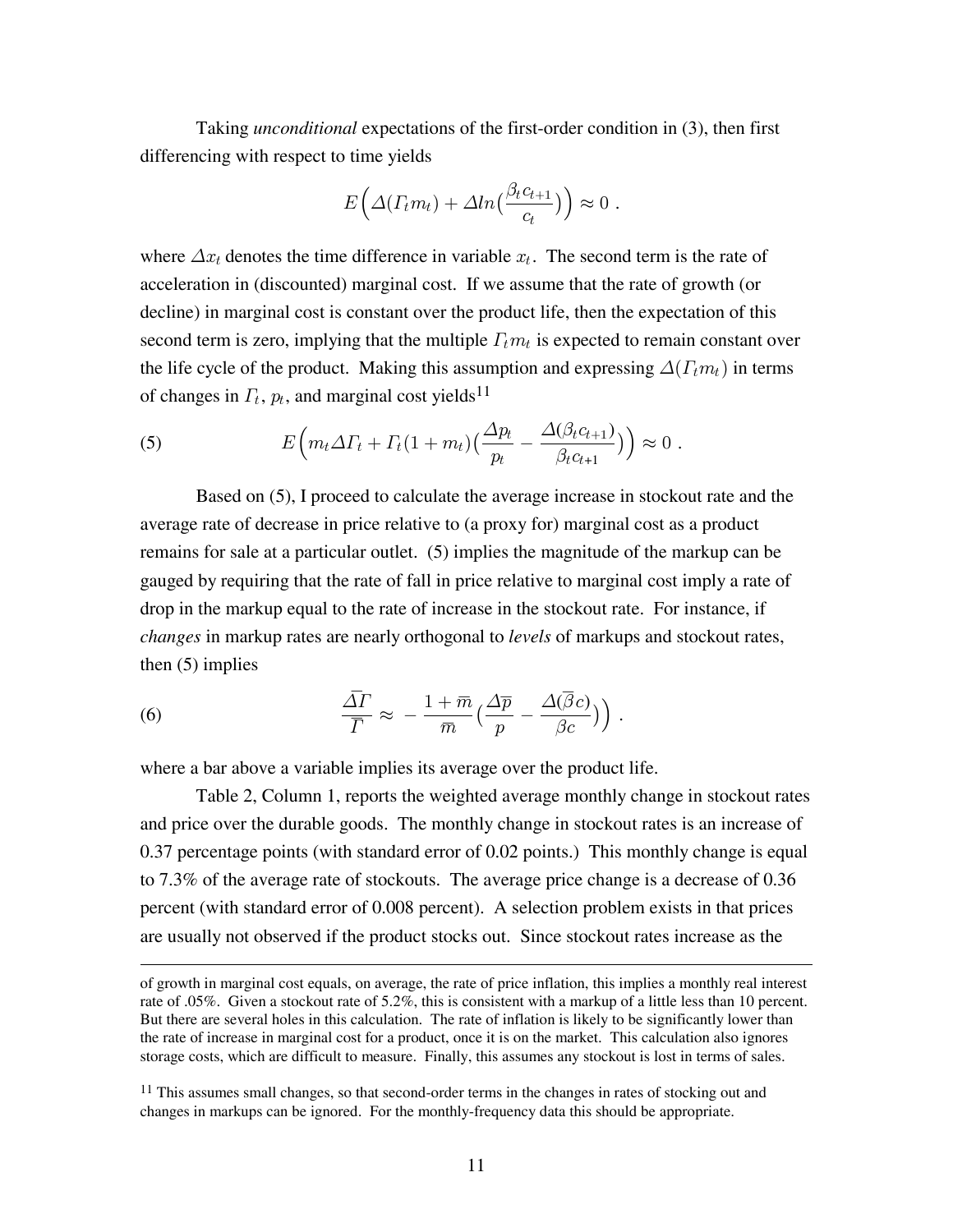Taking *unconditional* expectations of the first-order condition in (3), then first differencing with respect to time yields

$$E\Big(\Delta(\Gamma_t m_t) + \Delta ln\big(\frac{\beta_t c_{t+1}}{c_t}\big)\Big) \approx 0 \; .$$

where $\Delta x_t$ denotes the time difference in variable $x_t$. The second term is the rate of acceleration in (discounted) marginal cost. If we assume that the rate of growth (or decline) in marginal cost is constant over the product life, then the expectation of this second term is zero, implying that the multiple $\Gamma_t m_t$ is expected to remain constant over the life cycle of the product. Making this assumption and expressing $\Delta(\Gamma_t m_t)$ in terms of changes in $\Gamma_t$, $p_t$, and marginal cost yields[11]

$$(5) \qquad E\Big(m_t \Delta\Gamma_t + \Gamma_t(1+m_t)\big(\frac{\Delta p_t}{p_t} - \frac{\Delta(\beta_t c_{t+1})}{\beta_t c_{t+1}}\big)\Big) \approx 0 \; .$$

Based on (5), I proceed to calculate the average increase in stockout rate and the average rate of decrease in price relative to (a proxy for) marginal cost as a product remains for sale at a particular outlet. (5) implies the magnitude of the markup can be gauged by requiring that the rate of fall in price relative to marginal cost imply a rate of drop in the markup equal to the rate of increase in the stockout rate. For instance, if *changes* in markup rates are nearly orthogonal to *levels* of markups and stockout rates, then (5) implies

$$(6) \qquad \frac{\bar{\Delta\Gamma}}{\bar{\Gamma}} \approx \; -\frac{1+\bar{m}}{\bar{m}}\big(\frac{\bar{\Delta p}}{p} - \frac{\Delta(\bar{\beta} c)}{\beta c}\big)\Big) \; .$$

where a bar above a variable implies its average over the product life.

Table 2, Column 1, reports the weighted average monthly change in stockout rates and price over the durable goods. The monthly change in stockout rates is an increase of 0.37 percentage points (with standard error of 0.02 points.) This monthly change is equal to 7.3% of the average rate of stockouts. The average price change is a decrease of 0.36 percent (with standard error of 0.008 percent). A selection problem exists in that prices are usually not observed if the product stocks out. Since stockout rates increase as the

---

of growth in marginal cost equals, on average, the rate of price inflation, this implies a monthly real interest rate of .05%. Given a stockout rate of 5.2%, this is consistent with a markup of a little less than 10 percent. But there are several holes in this calculation. The rate of inflation is likely to be significantly lower than the rate of increase in marginal cost for a product, once it is on the market. This calculation also ignores storage costs, which are difficult to measure. Finally, this assumes any stockout is lost in terms of sales.

[11] This assumes small changes, so that second-order terms in the changes in rates of stocking out and changes in markups can be ignored. For the monthly-frequency data this should be appropriate.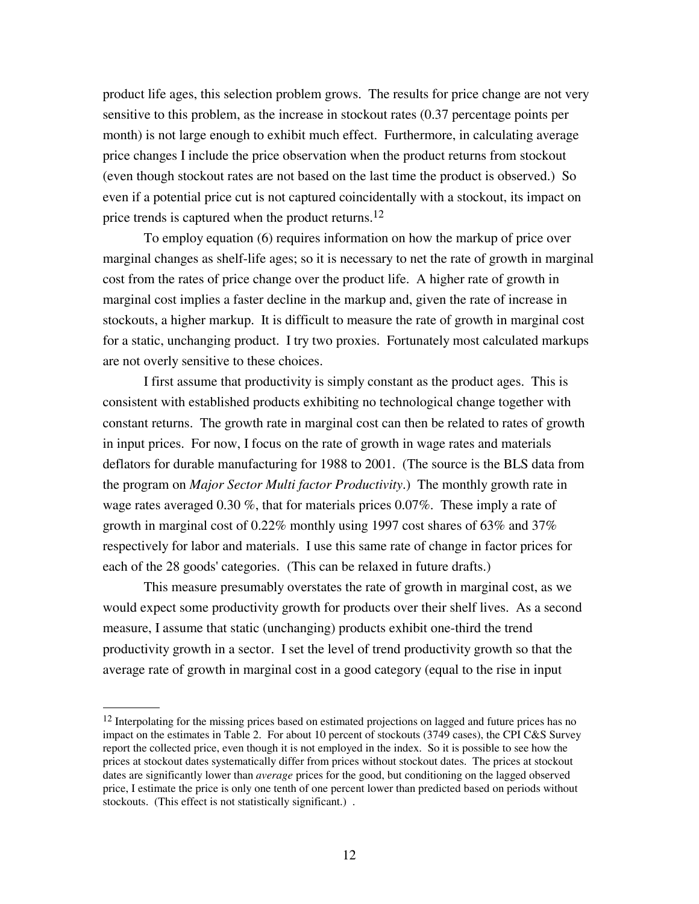product life ages, this selection problem grows. The results for price change are not very sensitive to this problem, as the increase in stockout rates (0.37 percentage points per month) is not large enough to exhibit much effect. Furthermore, in calculating average price changes I include the price observation when the product returns from stockout (even though stockout rates are not based on the last time the product is observed.) So even if a potential price cut is not captured coincidentally with a stockout, its impact on price trends is captured when the product returns.[12]

To employ equation (6) requires information on how the markup of price over marginal changes as shelf-life ages; so it is necessary to net the rate of growth in marginal cost from the rates of price change over the product life. A higher rate of growth in marginal cost implies a faster decline in the markup and, given the rate of increase in stockouts, a higher markup. It is difficult to measure the rate of growth in marginal cost for a static, unchanging product. I try two proxies. Fortunately most calculated markups are not overly sensitive to these choices.

I first assume that productivity is simply constant as the product ages. This is consistent with established products exhibiting no technological change together with constant returns. The growth rate in marginal cost can then be related to rates of growth in input prices. For now, I focus on the rate of growth in wage rates and materials deflators for durable manufacturing for 1988 to 2001. (The source is the BLS data from the program on *Major Sector Multi factor Productivity*.) The monthly growth rate in wage rates averaged 0.30 %, that for materials prices 0.07%. These imply a rate of growth in marginal cost of 0.22% monthly using 1997 cost shares of 63% and 37% respectively for labor and materials. I use this same rate of change in factor prices for each of the 28 goods' categories. (This can be relaxed in future drafts.)

This measure presumably overstates the rate of growth in marginal cost, as we would expect some productivity growth for products over their shelf lives. As a second measure, I assume that static (unchanging) products exhibit one-third the trend productivity growth in a sector. I set the level of trend productivity growth so that the average rate of growth in marginal cost in a good category (equal to the rise in input

---

[12] Interpolating for the missing prices based on estimated projections on lagged and future prices has no impact on the estimates in Table 2. For about 10 percent of stockouts (3749 cases), the CPI C&S Survey report the collected price, even though it is not employed in the index. So it is possible to see how the prices at stockout dates systematically differ from prices without stockout dates. The prices at stockout dates are significantly lower than *average* prices for the good, but conditioning on the lagged observed price, I estimate the price is only one tenth of one percent lower than predicted based on periods without stockouts. (This effect is not statistically significant.) .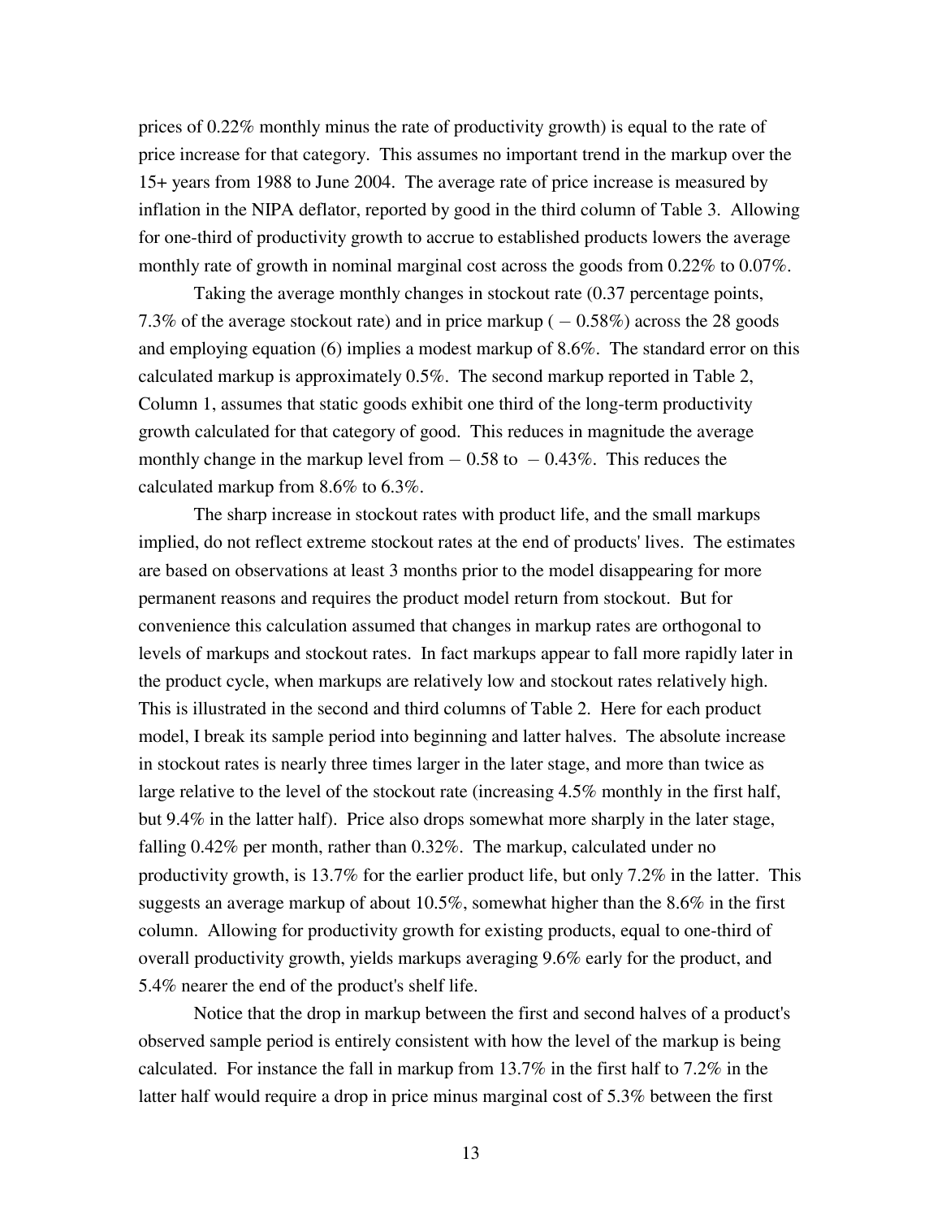prices of 0.22% monthly minus the rate of productivity growth) is equal to the rate of price increase for that category. This assumes no important trend in the markup over the 15+ years from 1988 to June 2004. The average rate of price increase is measured by inflation in the NIPA deflator, reported by good in the third column of Table 3. Allowing for one-third of productivity growth to accrue to established products lowers the average monthly rate of growth in nominal marginal cost across the goods from 0.22% to 0.07%.

Taking the average monthly changes in stockout rate (0.37 percentage points, 7.3% of the average stockout rate) and in price markup ( $-$ 0.58%) across the 28 goods and employing equation (6) implies a modest markup of 8.6%. The standard error on this calculated markup is approximately 0.5%. The second markup reported in Table 2, Column 1, assumes that static goods exhibit one third of the long-term productivity growth calculated for that category of good. This reduces in magnitude the average monthly change in the markup level from $-$ 0.58 to $-$ 0.43%. This reduces the calculated markup from 8.6% to 6.3%.

The sharp increase in stockout rates with product life, and the small markups implied, do not reflect extreme stockout rates at the end of products' lives. The estimates are based on observations at least 3 months prior to the model disappearing for more permanent reasons and requires the product model return from stockout. But for convenience this calculation assumed that changes in markup rates are orthogonal to levels of markups and stockout rates. In fact markups appear to fall more rapidly later in the product cycle, when markups are relatively low and stockout rates relatively high. This is illustrated in the second and third columns of Table 2. Here for each product model, I break its sample period into beginning and latter halves. The absolute increase in stockout rates is nearly three times larger in the later stage, and more than twice as large relative to the level of the stockout rate (increasing 4.5% monthly in the first half, but 9.4% in the latter half). Price also drops somewhat more sharply in the later stage, falling 0.42% per month, rather than 0.32%. The markup, calculated under no productivity growth, is 13.7% for the earlier product life, but only 7.2% in the latter. This suggests an average markup of about 10.5%, somewhat higher than the 8.6% in the first column. Allowing for productivity growth for existing products, equal to one-third of overall productivity growth, yields markups averaging 9.6% early for the product, and 5.4% nearer the end of the product's shelf life.

Notice that the drop in markup between the first and second halves of a product's observed sample period is entirely consistent with how the level of the markup is being calculated. For instance the fall in markup from 13.7% in the first half to 7.2% in the latter half would require a drop in price minus marginal cost of 5.3% between the first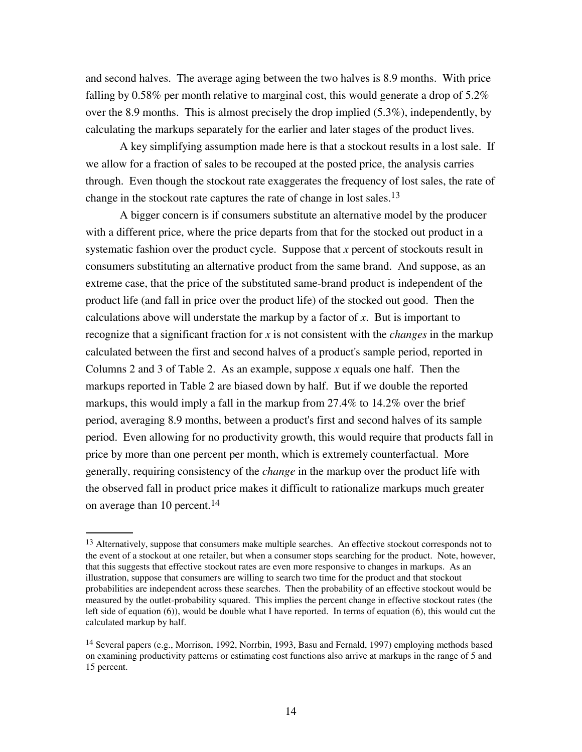and second halves. The average aging between the two halves is 8.9 months. With price falling by 0.58% per month relative to marginal cost, this would generate a drop of 5.2% over the 8.9 months. This is almost precisely the drop implied (5.3%), independently, by calculating the markups separately for the earlier and later stages of the product lives.

A key simplifying assumption made here is that a stockout results in a lost sale. If we allow for a fraction of sales to be recouped at the posted price, the analysis carries through. Even though the stockout rate exaggerates the frequency of lost sales, the rate of change in the stockout rate captures the rate of change in lost sales.[13]

A bigger concern is if consumers substitute an alternative model by the producer with a different price, where the price departs from that for the stocked out product in a systematic fashion over the product cycle. Suppose that *x* percent of stockouts result in consumers substituting an alternative product from the same brand. And suppose, as an extreme case, that the price of the substituted same-brand product is independent of the product life (and fall in price over the product life) of the stocked out good. Then the calculations above will understate the markup by a factor of *x*. But is important to recognize that a significant fraction for *x* is not consistent with the *changes* in the markup calculated between the first and second halves of a product's sample period, reported in Columns 2 and 3 of Table 2. As an example, suppose *x* equals one half. Then the markups reported in Table 2 are biased down by half. But if we double the reported markups, this would imply a fall in the markup from 27.4% to 14.2% over the brief period, averaging 8.9 months, between a product's first and second halves of its sample period. Even allowing for no productivity growth, this would require that products fall in price by more than one percent per month, which is extremely counterfactual. More generally, requiring consistency of the *change* in the markup over the product life with the observed fall in product price makes it difficult to rationalize markups much greater on average than 10 percent.[14]

---

[13] Alternatively, suppose that consumers make multiple searches. An effective stockout corresponds not to the event of a stockout at one retailer, but when a consumer stops searching for the product. Note, however, that this suggests that effective stockout rates are even more responsive to changes in markups. As an illustration, suppose that consumers are willing to search two time for the product and that stockout probabilities are independent across these searches. Then the probability of an effective stockout would be measured by the outlet-probability squared. This implies the percent change in effective stockout rates (the left side of equation (6)), would be double what I have reported. In terms of equation (6), this would cut the calculated markup by half.

[14] Several papers (e.g., Morrison, 1992, Norrbin, 1993, Basu and Fernald, 1997) employing methods based on examining productivity patterns or estimating cost functions also arrive at markups in the range of 5 and 15 percent.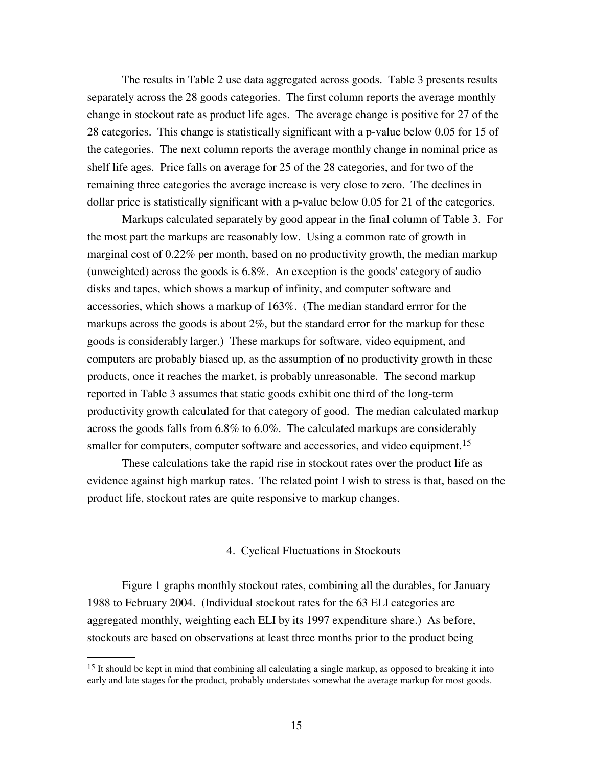The results in Table 2 use data aggregated across goods. Table 3 presents results separately across the 28 goods categories. The first column reports the average monthly change in stockout rate as product life ages. The average change is positive for 27 of the 28 categories. This change is statistically significant with a p-value below 0.05 for 15 of the categories. The next column reports the average monthly change in nominal price as shelf life ages. Price falls on average for 25 of the 28 categories, and for two of the remaining three categories the average increase is very close to zero. The declines in dollar price is statistically significant with a p-value below 0.05 for 21 of the categories.

Markups calculated separately by good appear in the final column of Table 3. For the most part the markups are reasonably low. Using a common rate of growth in marginal cost of 0.22% per month, based on no productivity growth, the median markup (unweighted) across the goods is 6.8%. An exception is the goods' category of audio disks and tapes, which shows a markup of infinity, and computer software and accessories, which shows a markup of 163%. (The median standard errror for the markups across the goods is about 2%, but the standard error for the markup for these goods is considerably larger.) These markups for software, video equipment, and computers are probably biased up, as the assumption of no productivity growth in these products, once it reaches the market, is probably unreasonable. The second markup reported in Table 3 assumes that static goods exhibit one third of the long-term productivity growth calculated for that category of good. The median calculated markup across the goods falls from 6.8% to 6.0%. The calculated markups are considerably smaller for computers, computer software and accessories, and video equipment.[15]

These calculations take the rapid rise in stockout rates over the product life as evidence against high markup rates. The related point I wish to stress is that, based on the product life, stockout rates are quite responsive to markup changes.

## 4. Cyclical Fluctuations in Stockouts

Figure 1 graphs monthly stockout rates, combining all the durables, for January 1988 to February 2004. (Individual stockout rates for the 63 ELI categories are aggregated monthly, weighting each ELI by its 1997 expenditure share.) As before, stockouts are based on observations at least three months prior to the product being

---

[15] It should be kept in mind that combining all calculating a single markup, as opposed to breaking it into early and late stages for the product, probably understates somewhat the average markup for most goods.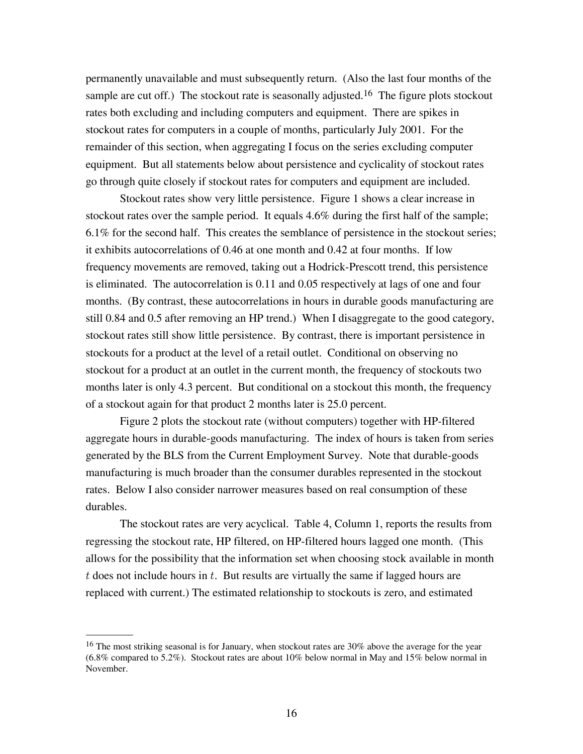permanently unavailable and must subsequently return. (Also the last four months of the sample are cut off.) The stockout rate is seasonally adjusted.[16] The figure plots stockout rates both excluding and including computers and equipment. There are spikes in stockout rates for computers in a couple of months, particularly July 2001. For the remainder of this section, when aggregating I focus on the series excluding computer equipment. But all statements below about persistence and cyclicality of stockout rates go through quite closely if stockout rates for computers and equipment are included.

Stockout rates show very little persistence. Figure 1 shows a clear increase in stockout rates over the sample period. It equals 4.6% during the first half of the sample; 6.1% for the second half. This creates the semblance of persistence in the stockout series; it exhibits autocorrelations of 0.46 at one month and 0.42 at four months. If low frequency movements are removed, taking out a Hodrick-Prescott trend, this persistence is eliminated. The autocorrelation is 0.11 and 0.05 respectively at lags of one and four months. (By contrast, these autocorrelations in hours in durable goods manufacturing are still 0.84 and 0.5 after removing an HP trend.) When I disaggregate to the good category, stockout rates still show little persistence. By contrast, there is important persistence in stockouts for a product at the level of a retail outlet. Conditional on observing no stockout for a product at an outlet in the current month, the frequency of stockouts two months later is only 4.3 percent. But conditional on a stockout this month, the frequency of a stockout again for that product 2 months later is 25.0 percent.

Figure 2 plots the stockout rate (without computers) together with HP-filtered aggregate hours in durable-goods manufacturing. The index of hours is taken from series generated by the BLS from the Current Employment Survey. Note that durable-goods manufacturing is much broader than the consumer durables represented in the stockout rates. Below I also consider narrower measures based on real consumption of these durables.

The stockout rates are very acyclical. Table 4, Column 1, reports the results from regressing the stockout rate, HP filtered, on HP-filtered hours lagged one month. (This allows for the possibility that the information set when choosing stock available in month $t$ does not include hours in $t$. But results are virtually the same if lagged hours are replaced with current.) The estimated relationship to stockouts is zero, and estimated

[16] The most striking seasonal is for January, when stockout rates are 30% above the average for the year (6.8% compared to 5.2%). Stockout rates are about 10% below normal in May and 15% below normal in November.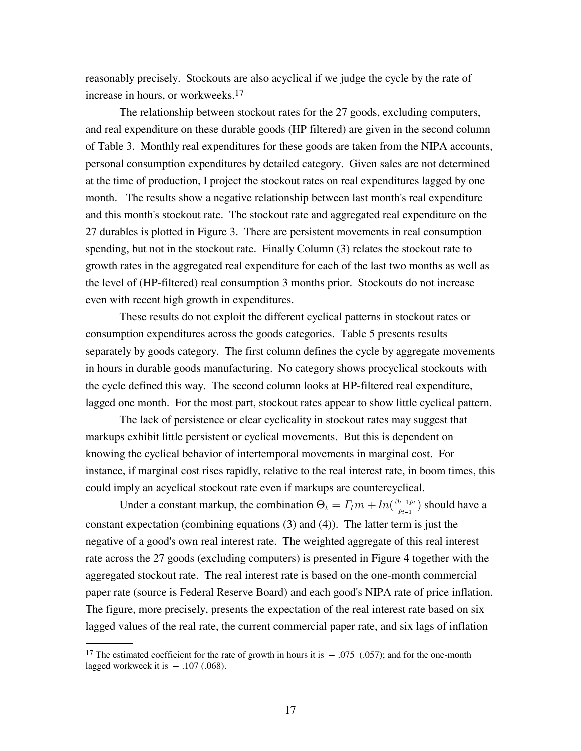reasonably precisely. Stockouts are also acyclical if we judge the cycle by the rate of increase in hours, or workweeks.[17]

The relationship between stockout rates for the 27 goods, excluding computers, and real expenditure on these durable goods (HP filtered) are given in the second column of Table 3. Monthly real expenditures for these goods are taken from the NIPA accounts, personal consumption expenditures by detailed category. Given sales are not determined at the time of production, I project the stockout rates on real expenditures lagged by one month. The results show a negative relationship between last month's real expenditure and this month's stockout rate. The stockout rate and aggregated real expenditure on the 27 durables is plotted in Figure 3. There are persistent movements in real consumption spending, but not in the stockout rate. Finally Column (3) relates the stockout rate to growth rates in the aggregated real expenditure for each of the last two months as well as the level of (HP-filtered) real consumption 3 months prior. Stockouts do not increase even with recent high growth in expenditures.

These results do not exploit the different cyclical patterns in stockout rates or consumption expenditures across the goods categories. Table 5 presents results separately by goods category. The first column defines the cycle by aggregate movements in hours in durable goods manufacturing. No category shows procyclical stockouts with the cycle defined this way. The second column looks at HP-filtered real expenditure, lagged one month. For the most part, stockout rates appear to show little cyclical pattern.

The lack of persistence or clear cyclicality in stockout rates may suggest that markups exhibit little persistent or cyclical movements. But this is dependent on knowing the cyclical behavior of intertemporal movements in marginal cost. For instance, if marginal cost rises rapidly, relative to the real interest rate, in boom times, this could imply an acyclical stockout rate even if markups are countercyclical.

Under a constant markup, the combination $\Theta_t = \Gamma_t m + ln(\frac{\beta_{t-1} p_t}{p_{t-1}})$ should have a constant expectation (combining equations (3) and (4)). The latter term is just the negative of a good's own real interest rate. The weighted aggregate of this real interest rate across the 27 goods (excluding computers) is presented in Figure 4 together with the aggregated stockout rate. The real interest rate is based on the one-month commercial paper rate (source is Federal Reserve Board) and each good's NIPA rate of price inflation. The figure, more precisely, presents the expectation of the real interest rate based on six lagged values of the real rate, the current commercial paper rate, and six lags of inflation

[17] The estimated coefficient for the rate of growth in hours it is $-.075$ (.057); and for the one-month lagged workweek it is $-.107$ (.068).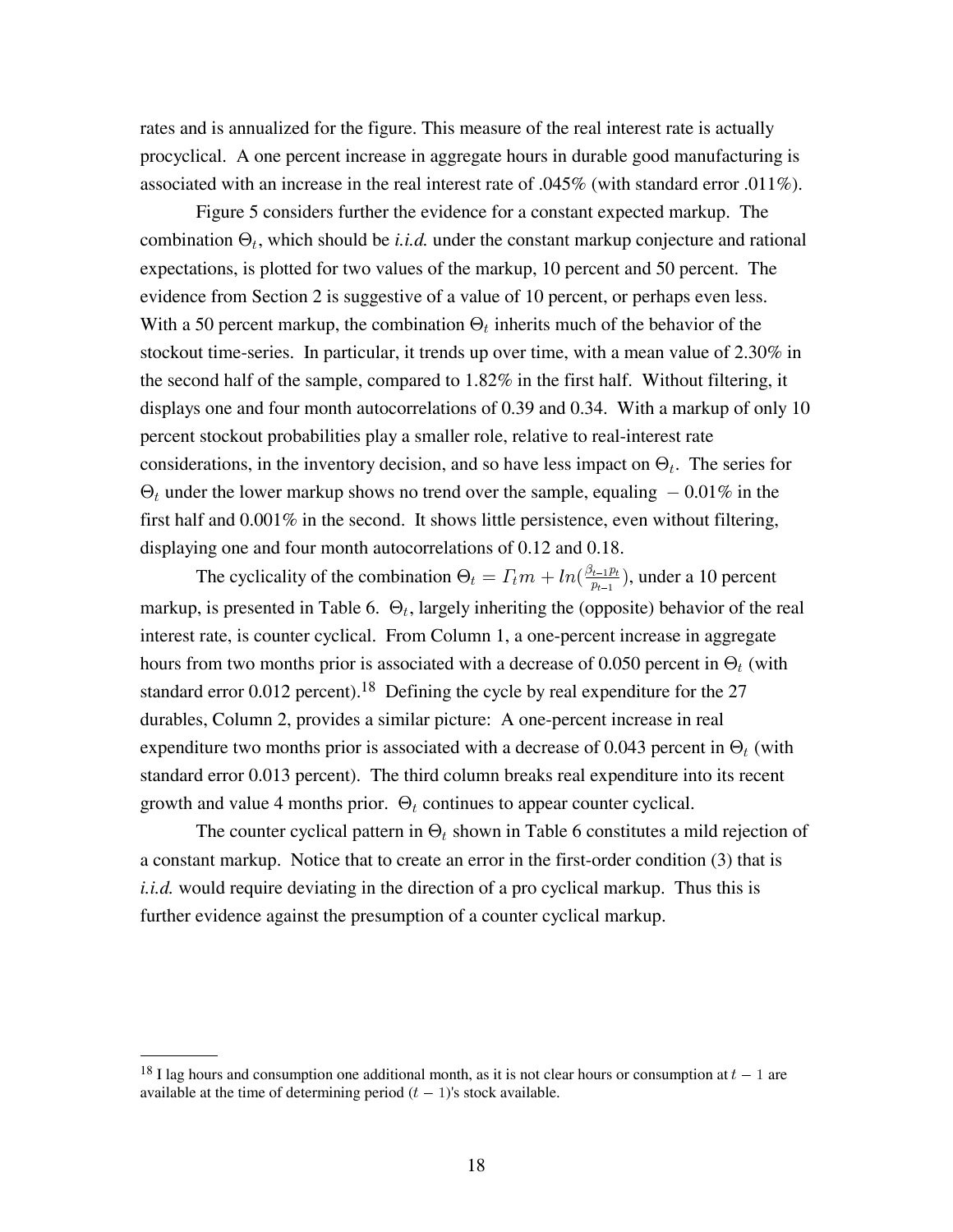rates and is annualized for the figure. This measure of the real interest rate is actually procyclical. A one percent increase in aggregate hours in durable good manufacturing is associated with an increase in the real interest rate of .045% (with standard error .011%).

Figure 5 considers further the evidence for a constant expected markup. The combination $\Theta_t$, which should be *i.i.d.* under the constant markup conjecture and rational expectations, is plotted for two values of the markup, 10 percent and 50 percent. The evidence from Section 2 is suggestive of a value of 10 percent, or perhaps even less. With a 50 percent markup, the combination $\Theta_t$ inherits much of the behavior of the stockout time-series. In particular, it trends up over time, with a mean value of 2.30% in the second half of the sample, compared to 1.82% in the first half. Without filtering, it displays one and four month autocorrelations of 0.39 and 0.34. With a markup of only 10 percent stockout probabilities play a smaller role, relative to real-interest rate considerations, in the inventory decision, and so have less impact on $\Theta_t$. The series for $\Theta_t$ under the lower markup shows no trend over the sample, equaling $-0.01$% in the first half and 0.001% in the second. It shows little persistence, even without filtering, displaying one and four month autocorrelations of 0.12 and 0.18.

The cyclicality of the combination $\Theta_t = \Gamma_t m + ln(\frac{\beta_{t-1} p_t}{p_{t-1}})$, under a 10 percent markup, is presented in Table 6. $\Theta_t$, largely inheriting the (opposite) behavior of the real interest rate, is counter cyclical. From Column 1, a one-percent increase in aggregate hours from two months prior is associated with a decrease of 0.050 percent in $\Theta_t$ (with standard error 0.012 percent).[18] Defining the cycle by real expenditure for the 27 durables, Column 2, provides a similar picture: A one-percent increase in real expenditure two months prior is associated with a decrease of 0.043 percent in $\Theta_t$ (with standard error 0.013 percent). The third column breaks real expenditure into its recent growth and value 4 months prior. $\Theta_t$ continues to appear counter cyclical.

The counter cyclical pattern in $\Theta_t$ shown in Table 6 constitutes a mild rejection of a constant markup. Notice that to create an error in the first-order condition (3) that is *i.i.d.* would require deviating in the direction of a pro cyclical markup. Thus this is further evidence against the presumption of a counter cyclical markup.

---

[18] I lag hours and consumption one additional month, as it is not clear hours or consumption at $t-1$ are available at the time of determining period $(t-1)$'s stock available.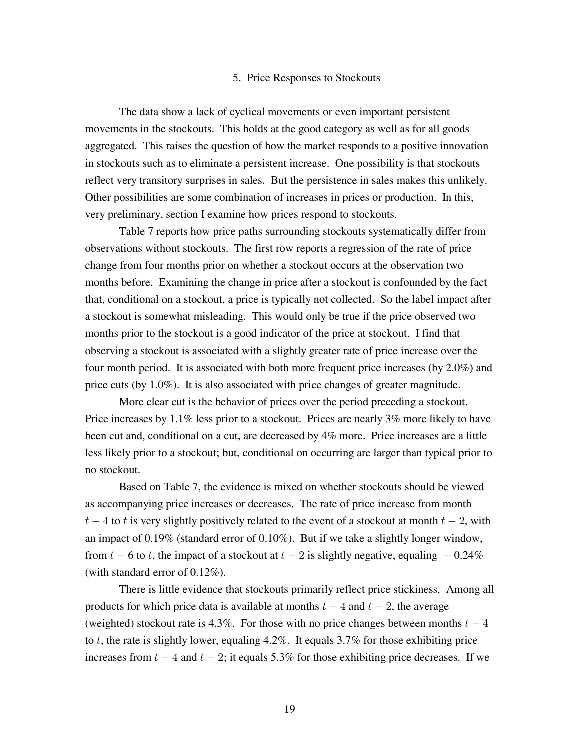## 5. Price Responses to Stockouts

The data show a lack of cyclical movements or even important persistent movements in the stockouts. This holds at the good category as well as for all goods aggregated. This raises the question of how the market responds to a positive innovation in stockouts such as to eliminate a persistent increase. One possibility is that stockouts reflect very transitory surprises in sales. But the persistence in sales makes this unlikely. Other possibilities are some combination of increases in prices or production. In this, very preliminary, section I examine how prices respond to stockouts.

Table 7 reports how price paths surrounding stockouts systematically differ from observations without stockouts. The first row reports a regression of the rate of price change from four months prior on whether a stockout occurs at the observation two months before. Examining the change in price after a stockout is confounded by the fact that, conditional on a stockout, a price is typically not collected. So the label impact after a stockout is somewhat misleading. This would only be true if the price observed two months prior to the stockout is a good indicator of the price at stockout. I find that observing a stockout is associated with a slightly greater rate of price increase over the four month period. It is associated with both more frequent price increases (by 2.0%) and price cuts (by 1.0%). It is also associated with price changes of greater magnitude.

More clear cut is the behavior of prices over the period preceding a stockout. Price increases by 1.1% less prior to a stockout. Prices are nearly 3% more likely to have been cut and, conditional on a cut, are decreased by 4% more. Price increases are a little less likely prior to a stockout; but, conditional on occurring are larger than typical prior to no stockout.

Based on Table 7, the evidence is mixed on whether stockouts should be viewed as accompanying price increases or decreases. The rate of price increase from month $t-4$ to $t$ is very slightly positively related to the event of a stockout at month $t-2$, with an impact of 0.19% (standard error of 0.10%). But if we take a slightly longer window, from $t-6$ to $t$, the impact of a stockout at $t-2$ is slightly negative, equaling $-0.24\%$ (with standard error of 0.12%).

There is little evidence that stockouts primarily reflect price stickiness. Among all products for which price data is available at months $t-4$ and $t-2$, the average (weighted) stockout rate is 4.3%. For those with no price changes between months $t-4$ to $t$, the rate is slightly lower, equaling 4.2%. It equals 3.7% for those exhibiting price increases from $t-4$ and $t-2$; it equals 5.3% for those exhibiting price decreases. If we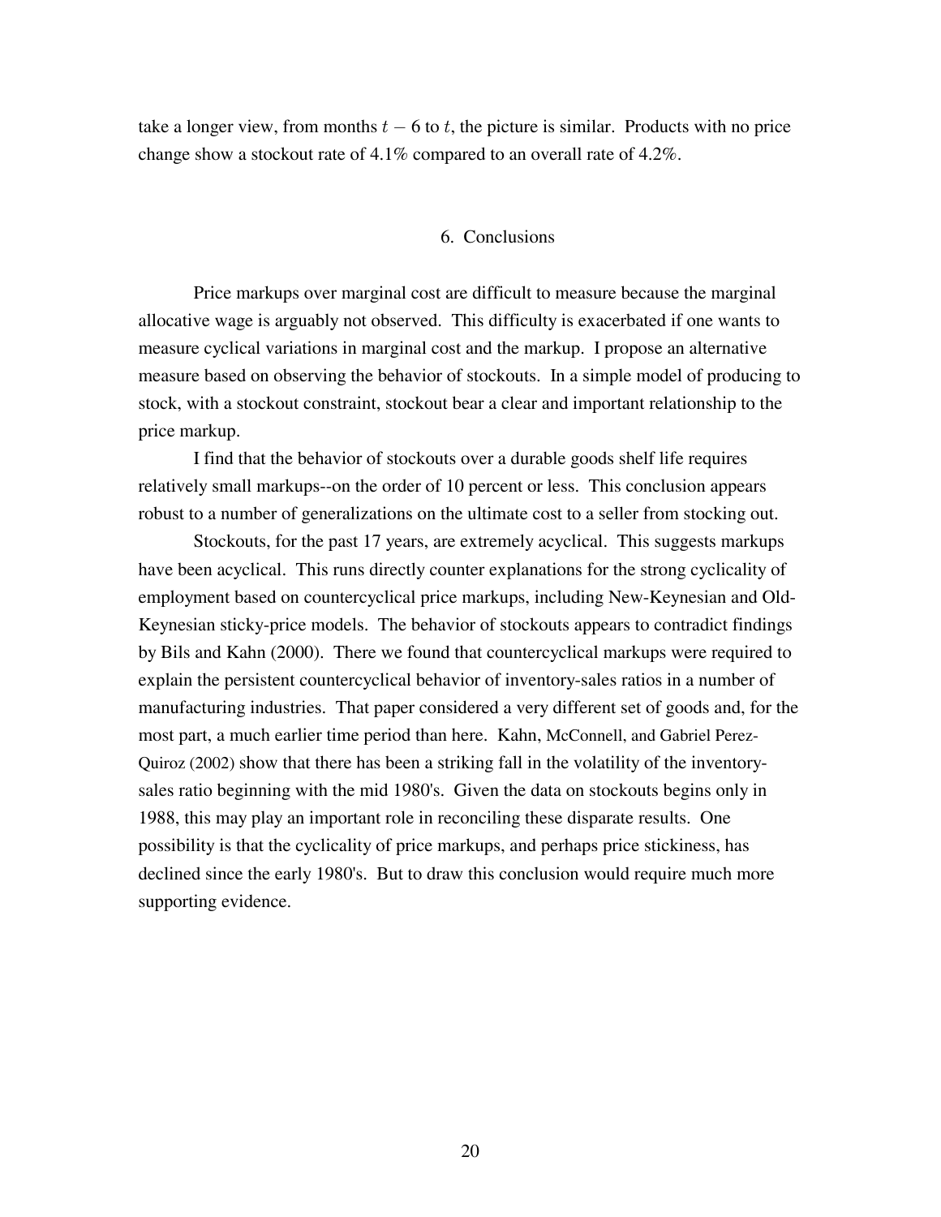take a longer view, from months $t - 6$ to $t$, the picture is similar. Products with no price change show a stockout rate of 4.1% compared to an overall rate of 4.2%.

## 6. Conclusions

Price markups over marginal cost are difficult to measure because the marginal allocative wage is arguably not observed. This difficulty is exacerbated if one wants to measure cyclical variations in marginal cost and the markup. I propose an alternative measure based on observing the behavior of stockouts. In a simple model of producing to stock, with a stockout constraint, stockout bear a clear and important relationship to the price markup.

I find that the behavior of stockouts over a durable goods shelf life requires relatively small markups--on the order of 10 percent or less. This conclusion appears robust to a number of generalizations on the ultimate cost to a seller from stocking out.

Stockouts, for the past 17 years, are extremely acyclical. This suggests markups have been acyclical. This runs directly counter explanations for the strong cyclicality of employment based on countercyclical price markups, including New-Keynesian and Old-Keynesian sticky-price models. The behavior of stockouts appears to contradict findings by Bils and Kahn (2000). There we found that countercyclical markups were required to explain the persistent countercyclical behavior of inventory-sales ratios in a number of manufacturing industries. That paper considered a very different set of goods and, for the most part, a much earlier time period than here. Kahn, McConnell, and Gabriel Perez-Quiroz (2002) show that there has been a striking fall in the volatility of the inventory-sales ratio beginning with the mid 1980's. Given the data on stockouts begins only in 1988, this may play an important role in reconciling these disparate results. One possibility is that the cyclicality of price markups, and perhaps price stickiness, has declined since the early 1980's. But to draw this conclusion would require much more supporting evidence.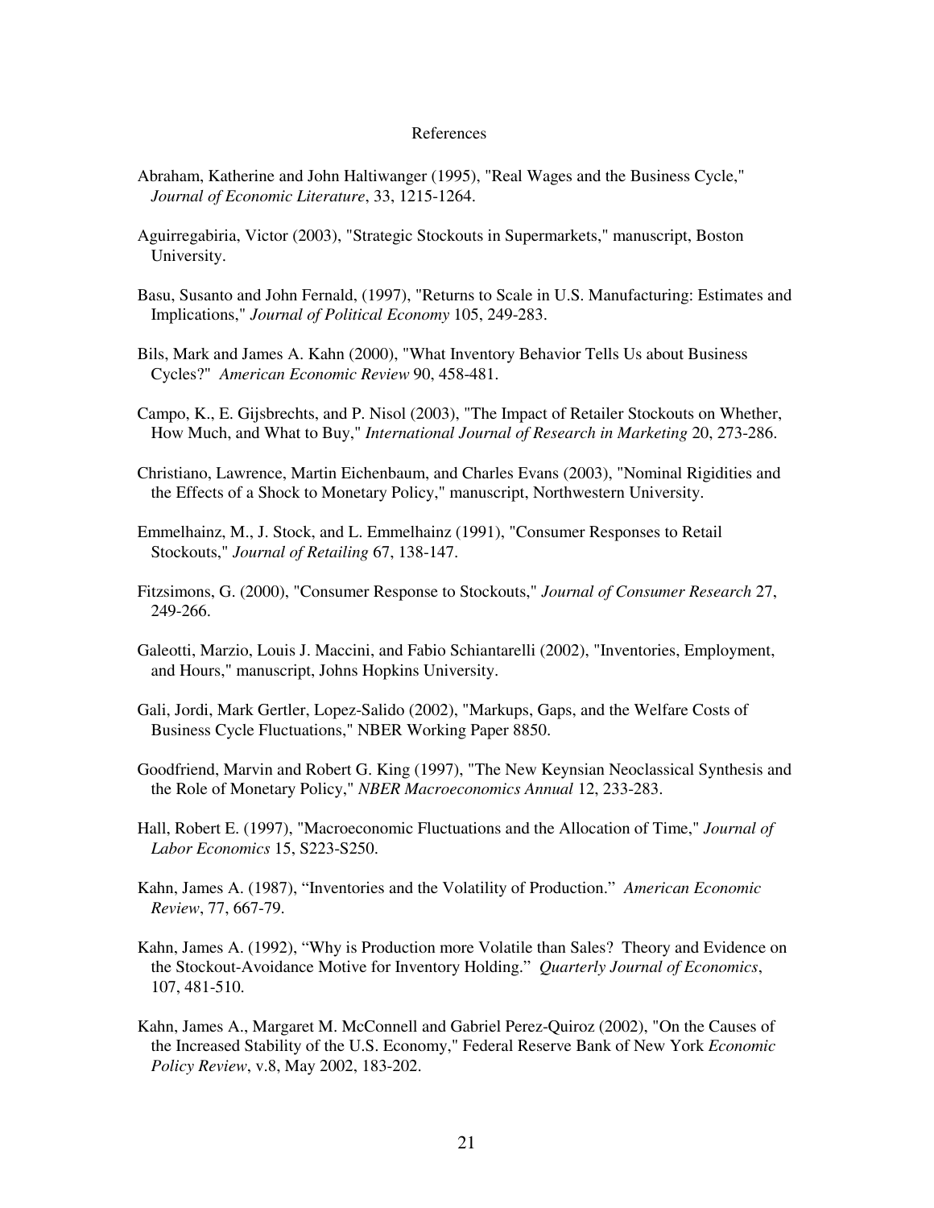# References

Abraham, Katherine and John Haltiwanger (1995), "Real Wages and the Business Cycle," *Journal of Economic Literature*, 33, 1215-1264.

Aguirregabiria, Victor (2003), "Strategic Stockouts in Supermarkets," manuscript, Boston University.

Basu, Susanto and John Fernald, (1997), "Returns to Scale in U.S. Manufacturing: Estimates and Implications," *Journal of Political Economy* 105, 249-283.

Bils, Mark and James A. Kahn (2000), "What Inventory Behavior Tells Us about Business Cycles?" *American Economic Review* 90, 458-481.

Campo, K., E. Gijsbrechts, and P. Nisol (2003), "The Impact of Retailer Stockouts on Whether, How Much, and What to Buy," *International Journal of Research in Marketing* 20, 273-286.

Christiano, Lawrence, Martin Eichenbaum, and Charles Evans (2003), "Nominal Rigidities and the Effects of a Shock to Monetary Policy," manuscript, Northwestern University.

Emmelhainz, M., J. Stock, and L. Emmelhainz (1991), "Consumer Responses to Retail Stockouts," *Journal of Retailing* 67, 138-147.

Fitzsimons, G. (2000), "Consumer Response to Stockouts," *Journal of Consumer Research* 27, 249-266.

Galeotti, Marzio, Louis J. Maccini, and Fabio Schiantarelli (2002), "Inventories, Employment, and Hours," manuscript, Johns Hopkins University.

Gali, Jordi, Mark Gertler, Lopez-Salido (2002), "Markups, Gaps, and the Welfare Costs of Business Cycle Fluctuations," NBER Working Paper 8850.

Goodfriend, Marvin and Robert G. King (1997), "The New Keynsian Neoclassical Synthesis and the Role of Monetary Policy," *NBER Macroeconomics Annual* 12, 233-283.

Hall, Robert E. (1997), "Macroeconomic Fluctuations and the Allocation of Time," *Journal of Labor Economics* 15, S223-S250.

Kahn, James A. (1987), "Inventories and the Volatility of Production." *American Economic Review*, 77, 667-79.

Kahn, James A. (1992), "Why is Production more Volatile than Sales? Theory and Evidence on the Stockout-Avoidance Motive for Inventory Holding." *Quarterly Journal of Economics*, 107, 481-510.

Kahn, James A., Margaret M. McConnell and Gabriel Perez-Quiroz (2002), "On the Causes of the Increased Stability of the U.S. Economy," Federal Reserve Bank of New York *Economic Policy Review*, v.8, May 2002, 183-202.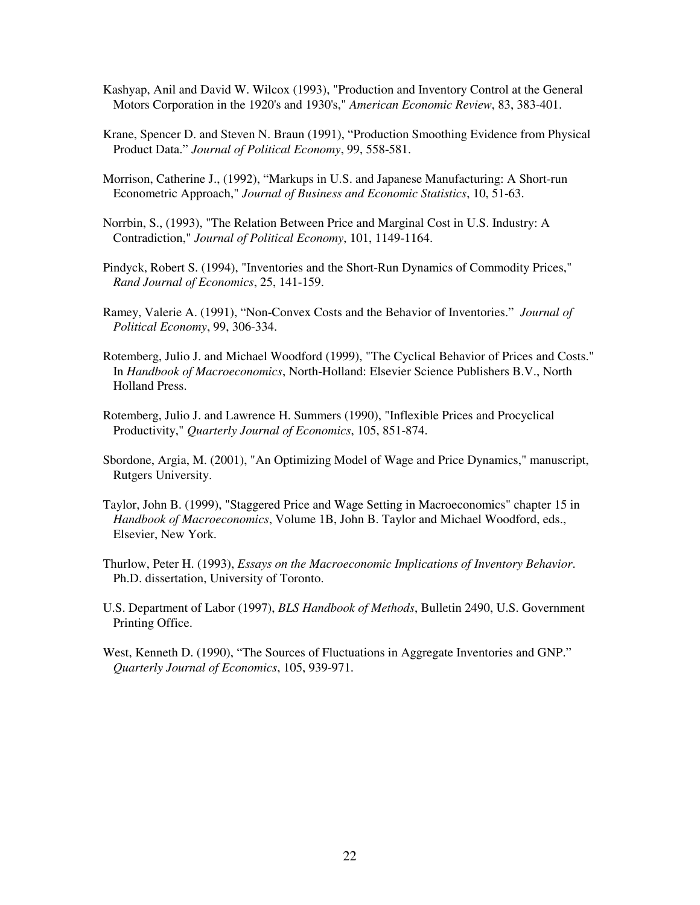Kashyap, Anil and David W. Wilcox (1993), "Production and Inventory Control at the General Motors Corporation in the 1920's and 1930's," *American Economic Review*, 83, 383-401.

Krane, Spencer D. and Steven N. Braun (1991), "Production Smoothing Evidence from Physical Product Data." *Journal of Political Economy*, 99, 558-581.

Morrison, Catherine J., (1992), "Markups in U.S. and Japanese Manufacturing: A Short-run Econometric Approach," *Journal of Business and Economic Statistics*, 10, 51-63.

Norrbin, S., (1993), "The Relation Between Price and Marginal Cost in U.S. Industry: A Contradiction," *Journal of Political Economy*, 101, 1149-1164.

Pindyck, Robert S. (1994), "Inventories and the Short-Run Dynamics of Commodity Prices," *Rand Journal of Economics*, 25, 141-159.

Ramey, Valerie A. (1991), "Non-Convex Costs and the Behavior of Inventories." *Journal of Political Economy*, 99, 306-334.

Rotemberg, Julio J. and Michael Woodford (1999), "The Cyclical Behavior of Prices and Costs." In *Handbook of Macroeconomics*, North-Holland: Elsevier Science Publishers B.V., North Holland Press.

Rotemberg, Julio J. and Lawrence H. Summers (1990), "Inflexible Prices and Procyclical Productivity," *Quarterly Journal of Economics*, 105, 851-874.

Sbordone, Argia, M. (2001), "An Optimizing Model of Wage and Price Dynamics," manuscript, Rutgers University.

Taylor, John B. (1999), "Staggered Price and Wage Setting in Macroeconomics" chapter 15 in *Handbook of Macroeconomics*, Volume 1B, John B. Taylor and Michael Woodford, eds., Elsevier, New York.

Thurlow, Peter H. (1993), *Essays on the Macroeconomic Implications of Inventory Behavior*. Ph.D. dissertation, University of Toronto.

U.S. Department of Labor (1997), *BLS Handbook of Methods*, Bulletin 2490, U.S. Government Printing Office.

West, Kenneth D. (1990), "The Sources of Fluctuations in Aggregate Inventories and GNP." *Quarterly Journal of Economics*, 105, 939-971.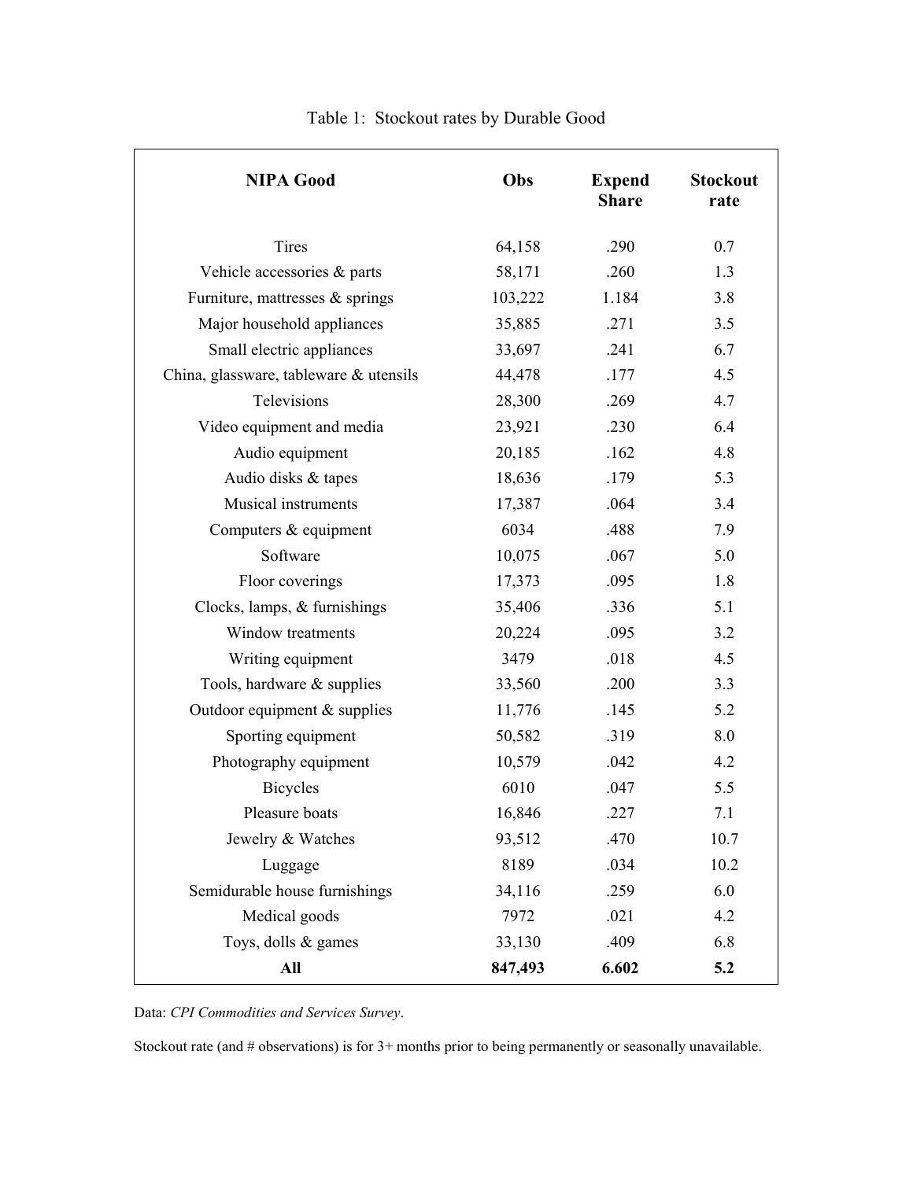Table 1: Stockout rates by Durable Good

| NIPA Good | Obs | Expend Share | Stockout rate |
|---|---|---|---|
| Tires | 64,158 | .290 | 0.7 |
| Vehicle accessories & parts | 58,171 | .260 | 1.3 |
| Furniture, mattresses & springs | 103,222 | 1.184 | 3.8 |
| Major household appliances | 35,885 | .271 | 3.5 |
| Small electric appliances | 33,697 | .241 | 6.7 |
| China, glassware, tableware & utensils | 44,478 | .177 | 4.5 |
| Televisions | 28,300 | .269 | 4.7 |
| Video equipment and media | 23,921 | .230 | 6.4 |
| Audio equipment | 20,185 | .162 | 4.8 |
| Audio disks & tapes | 18,636 | .179 | 5.3 |
| Musical instruments | 17,387 | .064 | 3.4 |
| Computers & equipment | 6034 | .488 | 7.9 |
| Software | 10,075 | .067 | 5.0 |
| Floor coverings | 17,373 | .095 | 1.8 |
| Clocks, lamps, & furnishings | 35,406 | .336 | 5.1 |
| Window treatments | 20,224 | .095 | 3.2 |
| Writing equipment | 3479 | .018 | 4.5 |
| Tools, hardware & supplies | 33,560 | .200 | 3.3 |
| Outdoor equipment & supplies | 11,776 | .145 | 5.2 |
| Sporting equipment | 50,582 | .319 | 8.0 |
| Photography equipment | 10,579 | .042 | 4.2 |
| Bicycles | 6010 | .047 | 5.5 |
| Pleasure boats | 16,846 | .227 | 7.1 |
| Jewelry & Watches | 93,512 | .470 | 10.7 |
| Luggage | 8189 | .034 | 10.2 |
| Semidurable house furnishings | 34,116 | .259 | 6.0 |
| Medical goods | 7972 | .021 | 4.2 |
| Toys, dolls & games | 33,130 | .409 | 6.8 |
| **All** | **847,493** | **6.602** | **5.2** |

Data: *CPI Commodities and Services Survey*.

Stockout rate (and # observations) is for 3+ months prior to being permanently or seasonally unavailable.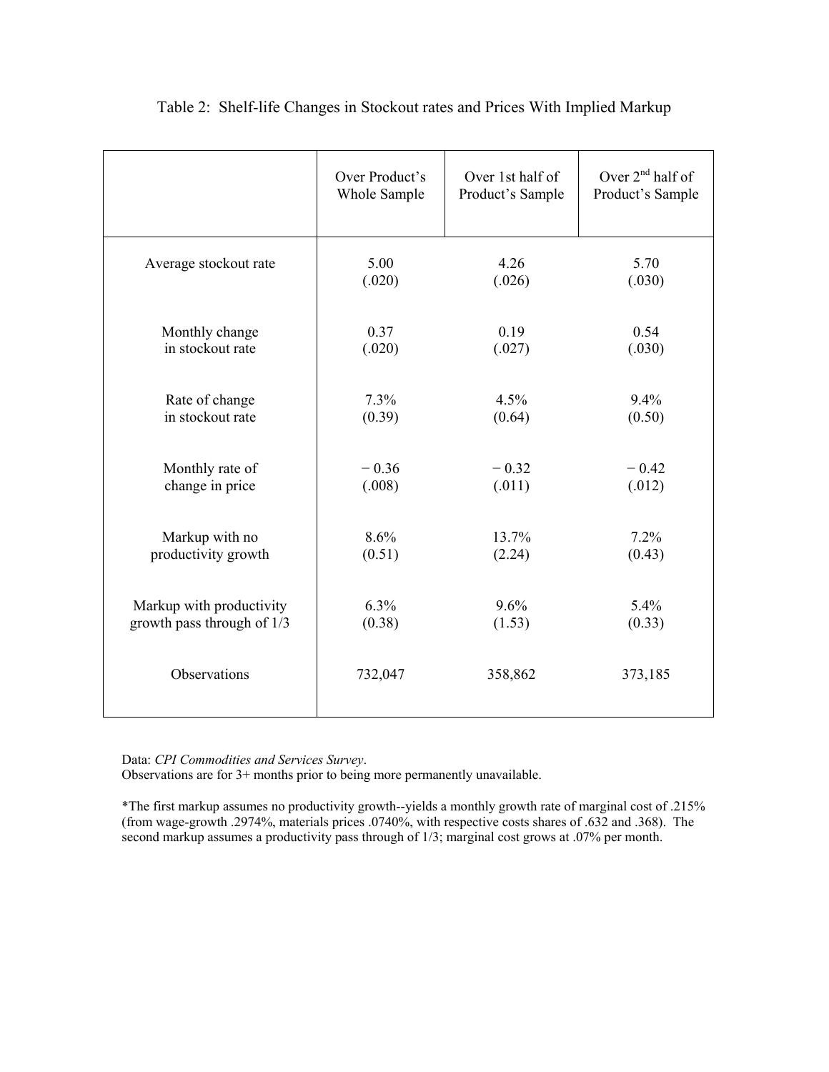Table 2: Shelf-life Changes in Stockout rates and Prices With Implied Markup

| | Over Product's Whole Sample | Over 1st half of Product's Sample | Over 2nd half of Product's Sample |
|---|---|---|---|
| Average stockout rate | 5.00<br>(.020) | 4.26<br>(.026) | 5.70<br>(.030) |
| Monthly change in stockout rate | 0.37<br>(.020) | 0.19<br>(.027) | 0.54<br>(.030) |
| Rate of change in stockout rate | 7.3%<br>(0.39) | 4.5%<br>(0.64) | 9.4%<br>(0.50) |
| Monthly rate of change in price | − 0.36<br>(.008) | − 0.32<br>(.011) | − 0.42<br>(.012) |
| Markup with no productivity growth | 8.6%<br>(0.51) | 13.7%<br>(2.24) | 7.2%<br>(0.43) |
| Markup with productivity growth pass through of 1/3 | 6.3%<br>(0.38) | 9.6%<br>(1.53) | 5.4%<br>(0.33) |
| Observations | 732,047 | 358,862 | 373,185 |

Data: *CPI Commodities and Services Survey*.
Observations are for 3+ months prior to being more permanently unavailable.

*The first markup assumes no productivity growth--yields a monthly growth rate of marginal cost of .215% (from wage-growth .2974%, materials prices .0740%, with respective costs shares of .632 and .368). The second markup assumes a productivity pass through of 1/3; marginal cost grows at .07% per month.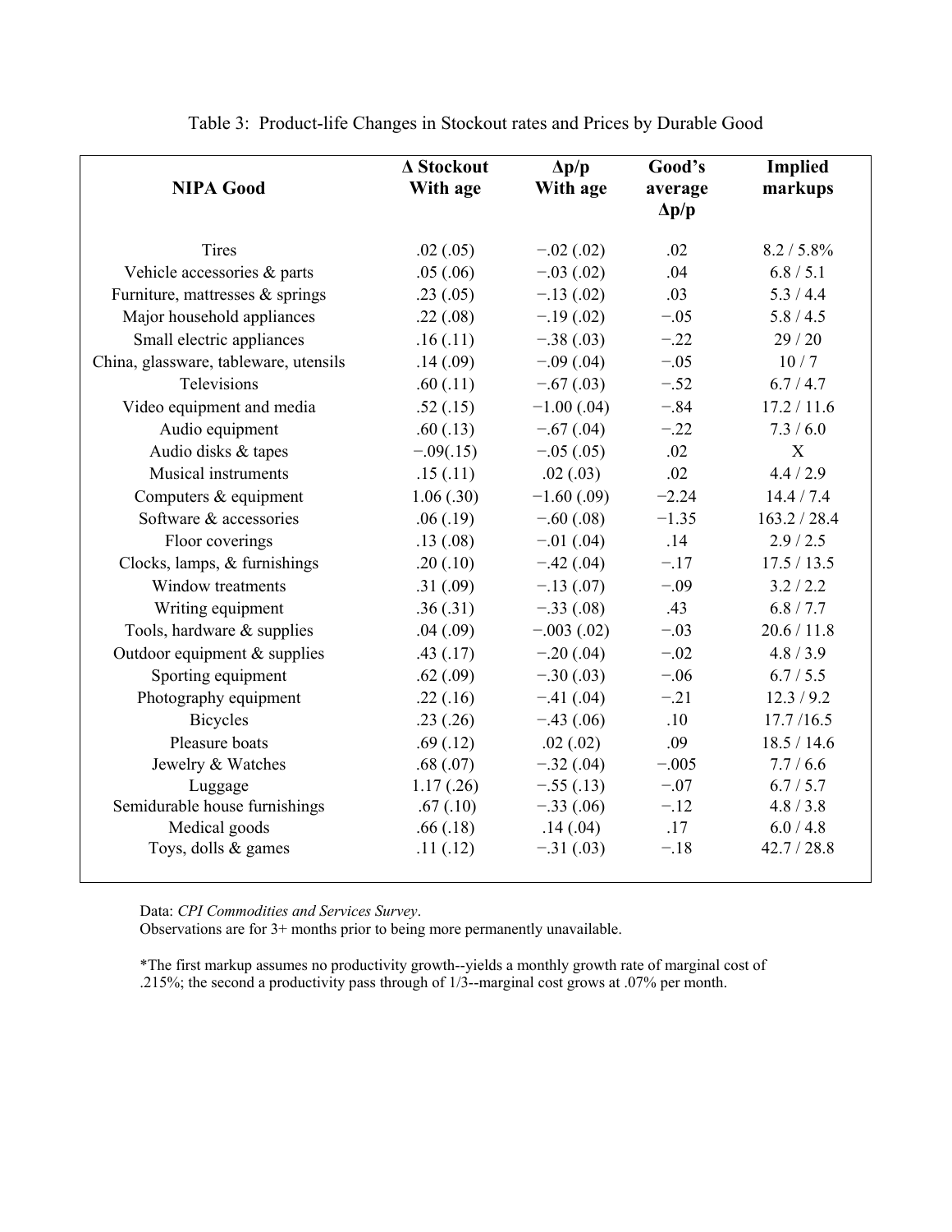Table 3: Product-life Changes in Stockout rates and Prices by Durable Good

| NIPA Good | Δ Stockout With age | Δp/p With age | Good's average Δp/p | Implied markups |
|---|---|---|---|---|
| Tires | .02 (.05) | −.02 (.02) | .02 | 8.2 / 5.8% |
| Vehicle accessories & parts | .05 (.06) | −.03 (.02) | .04 | 6.8 / 5.1 |
| Furniture, mattresses & springs | .23 (.05) | −.13 (.02) | .03 | 5.3 / 4.4 |
| Major household appliances | .22 (.08) | −.19 (.02) | −.05 | 5.8 / 4.5 |
| Small electric appliances | .16 (.11) | −.38 (.03) | −.22 | 29 / 20 |
| China, glassware, tableware, utensils | .14 (.09) | −.09 (.04) | −.05 | 10 / 7 |
| Televisions | .60 (.11) | −.67 (.03) | −.52 | 6.7 / 4.7 |
| Video equipment and media | .52 (.15) | −1.00 (.04) | −.84 | 17.2 / 11.6 |
| Audio equipment | .60 (.13) | −.67 (.04) | −.22 | 7.3 / 6.0 |
| Audio disks & tapes | −.09(.15) | −.05 (.05) | .02 | X |
| Musical instruments | .15 (.11) | .02 (.03) | .02 | 4.4 / 2.9 |
| Computers & equipment | 1.06 (.30) | −1.60 (.09) | −2.24 | 14.4 / 7.4 |
| Software & accessories | .06 (.19) | −.60 (.08) | −1.35 | 163.2 / 28.4 |
| Floor coverings | .13 (.08) | −.01 (.04) | .14 | 2.9 / 2.5 |
| Clocks, lamps, & furnishings | .20 (.10) | −.42 (.04) | −.17 | 17.5 / 13.5 |
| Window treatments | .31 (.09) | −.13 (.07) | −.09 | 3.2 / 2.2 |
| Writing equipment | .36 (.31) | −.33 (.08) | .43 | 6.8 / 7.7 |
| Tools, hardware & supplies | .04 (.09) | −.003 (.02) | −.03 | 20.6 / 11.8 |
| Outdoor equipment & supplies | .43 (.17) | −.20 (.04) | −.02 | 4.8 / 3.9 |
| Sporting equipment | .62 (.09) | −.30 (.03) | −.06 | 6.7 / 5.5 |
| Photography equipment | .22 (.16) | −.41 (.04) | −.21 | 12.3 / 9.2 |
| Bicycles | .23 (.26) | −.43 (.06) | .10 | 17.7 /16.5 |
| Pleasure boats | .69 (.12) | .02 (.02) | .09 | 18.5 / 14.6 |
| Jewelry & Watches | .68 (.07) | −.32 (.04) | −.005 | 7.7 / 6.6 |
| Luggage | 1.17 (.26) | −.55 (.13) | −.07 | 6.7 / 5.7 |
| Semidurable house furnishings | .67 (.10) | −.33 (.06) | −.12 | 4.8 / 3.8 |
| Medical goods | .66 (.18) | .14 (.04) | .17 | 6.0 / 4.8 |
| Toys, dolls & games | .11 (.12) | −.31 (.03) | −.18 | 42.7 / 28.8 |

Data: *CPI Commodities and Services Survey*.
Observations are for 3+ months prior to being more permanently unavailable.

*The first markup assumes no productivity growth--yields a monthly growth rate of marginal cost of .215%; the second a productivity pass through of 1/3--marginal cost grows at .07% per month.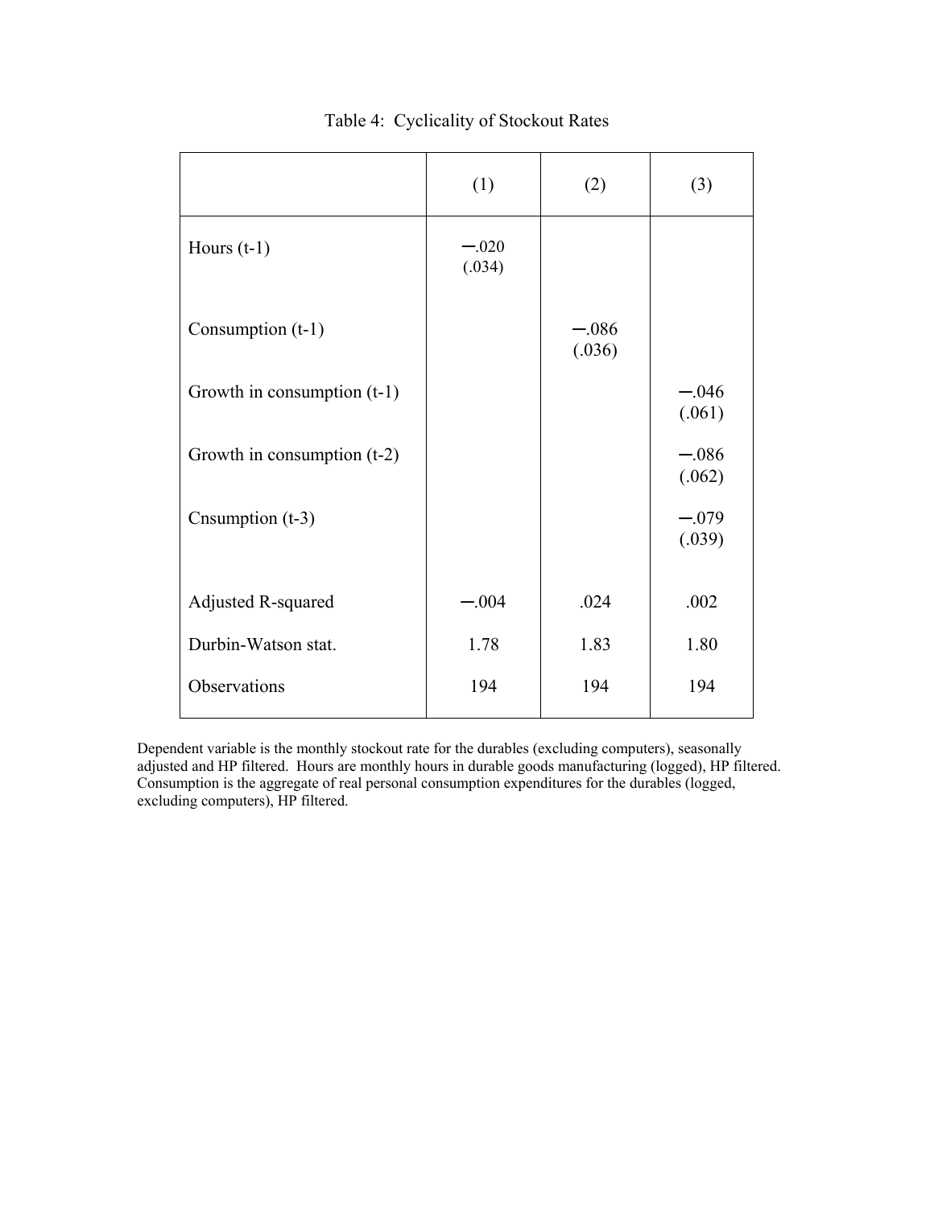Table 4: Cyclicality of Stockout Rates

| | (1) | (2) | (3) |
|---|---|---|---|
| Hours (t-1) | −.020<br>(.034) | | |
| Consumption (t-1) | | −.086<br>(.036) | |
| Growth in consumption (t-1) | | | −.046<br>(.061) |
| Growth in consumption (t-2) | | | −.086<br>(.062) |
| Cnsumption (t-3) | | | −.079<br>(.039) |
| Adjusted R-squared | −.004 | .024 | .002 |
| Durbin-Watson stat. | 1.78 | 1.83 | 1.80 |
| Observations | 194 | 194 | 194 |

Dependent variable is the monthly stockout rate for the durables (excluding computers), seasonally adjusted and HP filtered. Hours are monthly hours in durable goods manufacturing (logged), HP filtered. Consumption is the aggregate of real personal consumption expenditures for the durables (logged, excluding computers), HP filtered.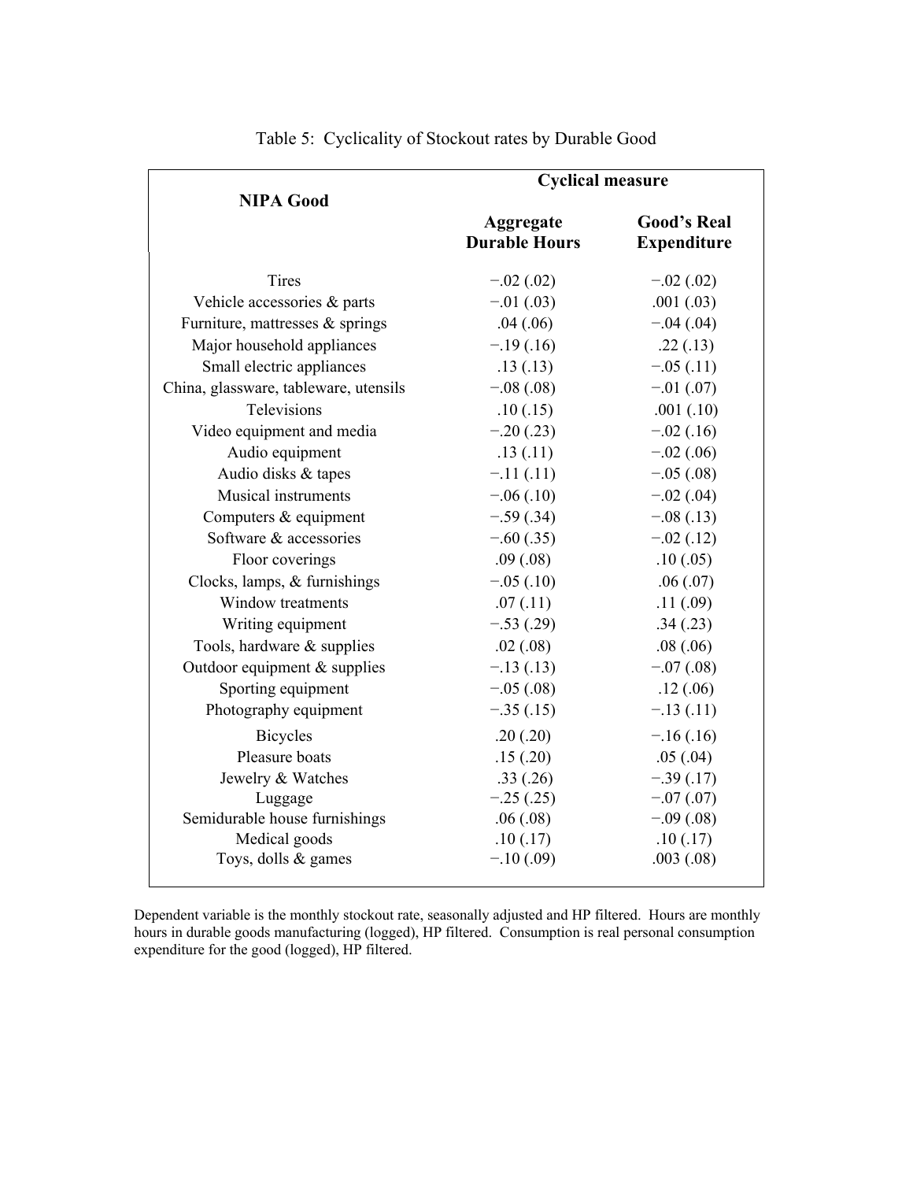Table 5: Cyclicality of Stockout rates by Durable Good

| NIPA Good | Cyclical measure | |
|---|---|---|
| | Aggregate Durable Hours | Good's Real Expenditure |
| Tires | −.02 (.02) | −.02 (.02) |
| Vehicle accessories & parts | −.01 (.03) | .001 (.03) |
| Furniture, mattresses & springs | .04 (.06) | −.04 (.04) |
| Major household appliances | −.19 (.16) | .22 (.13) |
| Small electric appliances | .13 (.13) | −.05 (.11) |
| China, glassware, tableware, utensils | −.08 (.08) | −.01 (.07) |
| Televisions | .10 (.15) | .001 (.10) |
| Video equipment and media | −.20 (.23) | −.02 (.16) |
| Audio equipment | .13 (.11) | −.02 (.06) |
| Audio disks & tapes | −.11 (.11) | −.05 (.08) |
| Musical instruments | −.06 (.10) | −.02 (.04) |
| Computers & equipment | −.59 (.34) | −.08 (.13) |
| Software & accessories | −.60 (.35) | −.02 (.12) |
| Floor coverings | .09 (.08) | .10 (.05) |
| Clocks, lamps, & furnishings | −.05 (.10) | .06 (.07) |
| Window treatments | .07 (.11) | .11 (.09) |
| Writing equipment | −.53 (.29) | .34 (.23) |
| Tools, hardware & supplies | .02 (.08) | .08 (.06) |
| Outdoor equipment & supplies | −.13 (.13) | −.07 (.08) |
| Sporting equipment | −.05 (.08) | .12 (.06) |
| Photography equipment | −.35 (.15) | −.13 (.11) |
| Bicycles | .20 (.20) | −.16 (.16) |
| Pleasure boats | .15 (.20) | .05 (.04) |
| Jewelry & Watches | .33 (.26) | −.39 (.17) |
| Luggage | −.25 (.25) | −.07 (.07) |
| Semidurable house furnishings | .06 (.08) | −.09 (.08) |
| Medical goods | .10 (.17) | .10 (.17) |
| Toys, dolls & games | −.10 (.09) | .003 (.08) |

Dependent variable is the monthly stockout rate, seasonally adjusted and HP filtered. Hours are monthly hours in durable goods manufacturing (logged), HP filtered. Consumption is real personal consumption expenditure for the good (logged), HP filtered.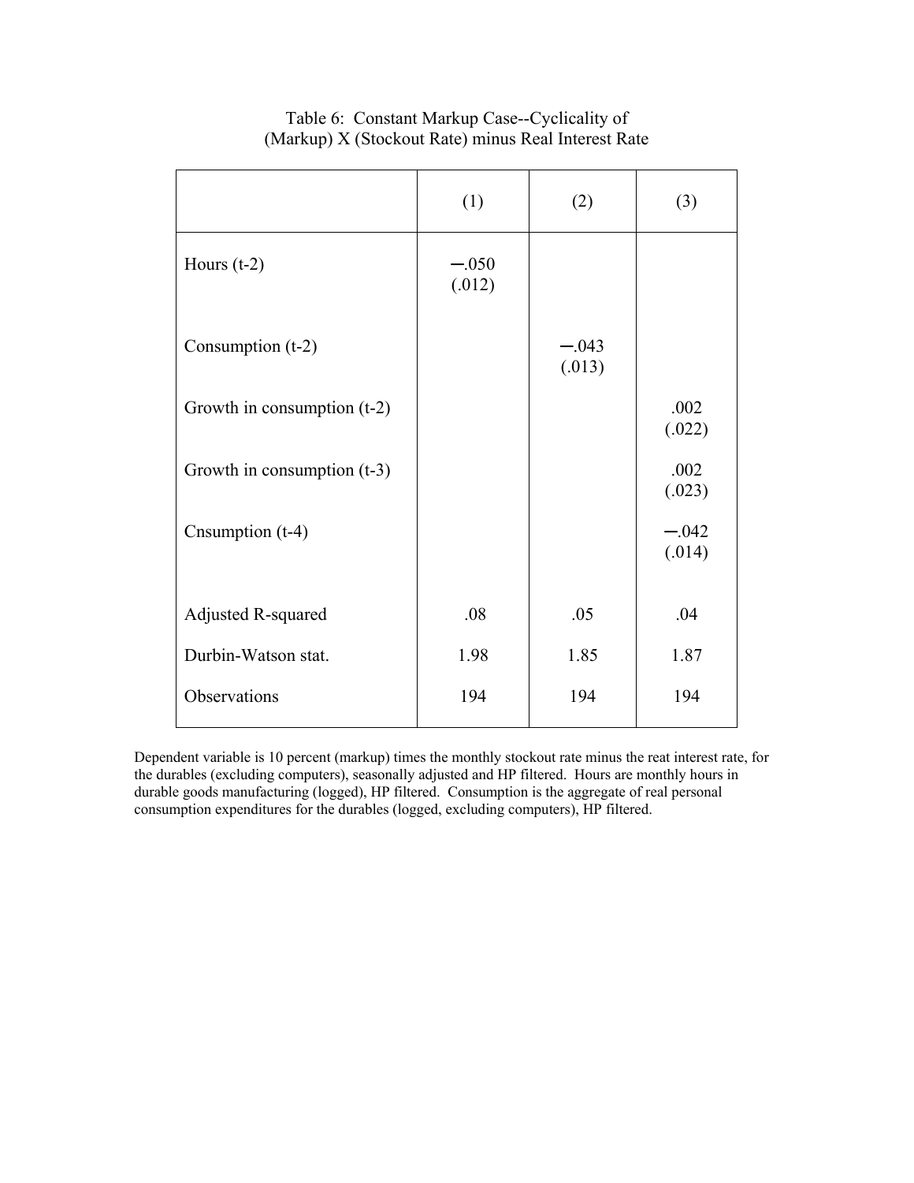Table 6: Constant Markup Case--Cyclicality of (Markup) X (Stockout Rate) minus Real Interest Rate

| | (1) | (2) | (3) |
|---|---|---|---|
| Hours (t-2) | −.050<br>(.012) | | |
| Consumption (t-2) | | −.043<br>(.013) | |
| Growth in consumption (t-2) | | | .002<br>(.022) |
| Growth in consumption (t-3) | | | .002<br>(.023) |
| Cnsumption (t-4) | | | −.042<br>(.014) |
| Adjusted R-squared | .08 | .05 | .04 |
| Durbin-Watson stat. | 1.98 | 1.85 | 1.87 |
| Observations | 194 | 194 | 194 |

Dependent variable is 10 percent (markup) times the monthly stockout rate minus the reat interest rate, for the durables (excluding computers), seasonally adjusted and HP filtered. Hours are monthly hours in durable goods manufacturing (logged), HP filtered. Consumption is the aggregate of real personal consumption expenditures for the durables (logged, excluding computers), HP filtered.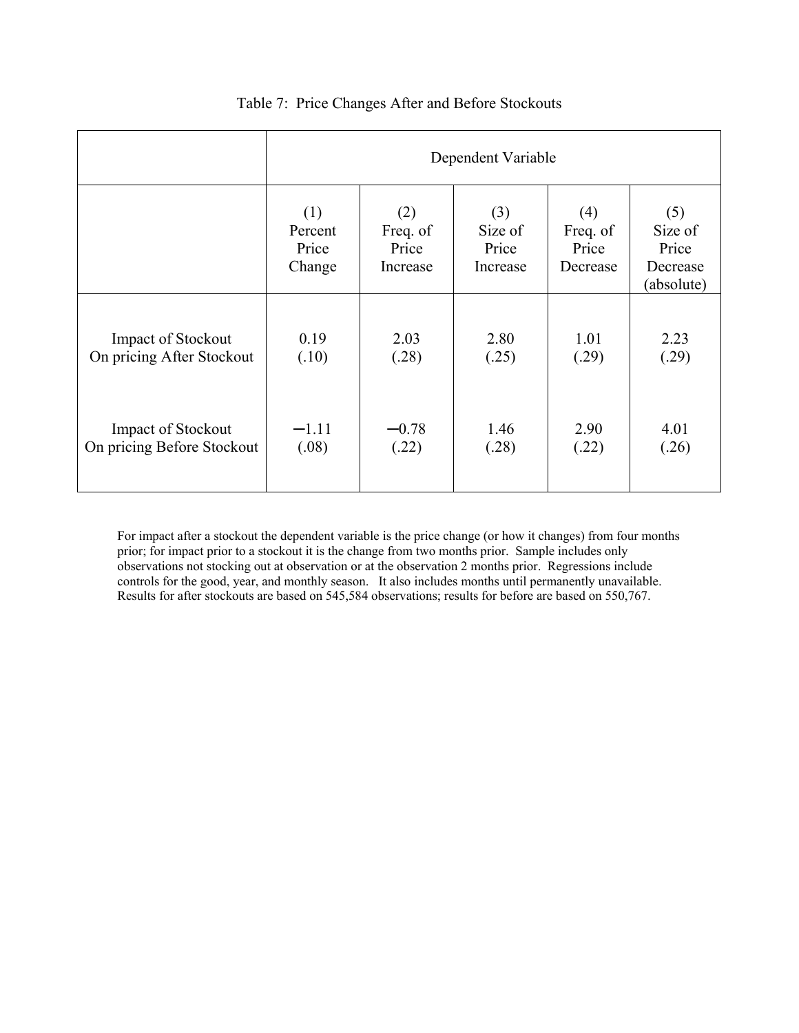Table 7: Price Changes After and Before Stockouts

| | Dependent Variable | | | | |
|---|---|---|---|---|---|
| | (1) Percent Price Change | (2) Freq. of Price Increase | (3) Size of Price Increase | (4) Freq. of Price Decrease | (5) Size of Price Decrease (absolute) |
| Impact of Stockout On pricing After Stockout | 0.19 (.10) | 2.03 (.28) | 2.80 (.25) | 1.01 (.29) | 2.23 (.29) |
| Impact of Stockout On pricing Before Stockout | −1.11 (.08) | −0.78 (.22) | 1.46 (.28) | 2.90 (.22) | 4.01 (.26) |

For impact after a stockout the dependent variable is the price change (or how it changes) from four months prior; for impact prior to a stockout it is the change from two months prior. Sample includes only observations not stocking out at observation or at the observation 2 months prior. Regressions include controls for the good, year, and monthly season. It also includes months until permanently unavailable. Results for after stockouts are based on 545,584 observations; results for before are based on 550,767.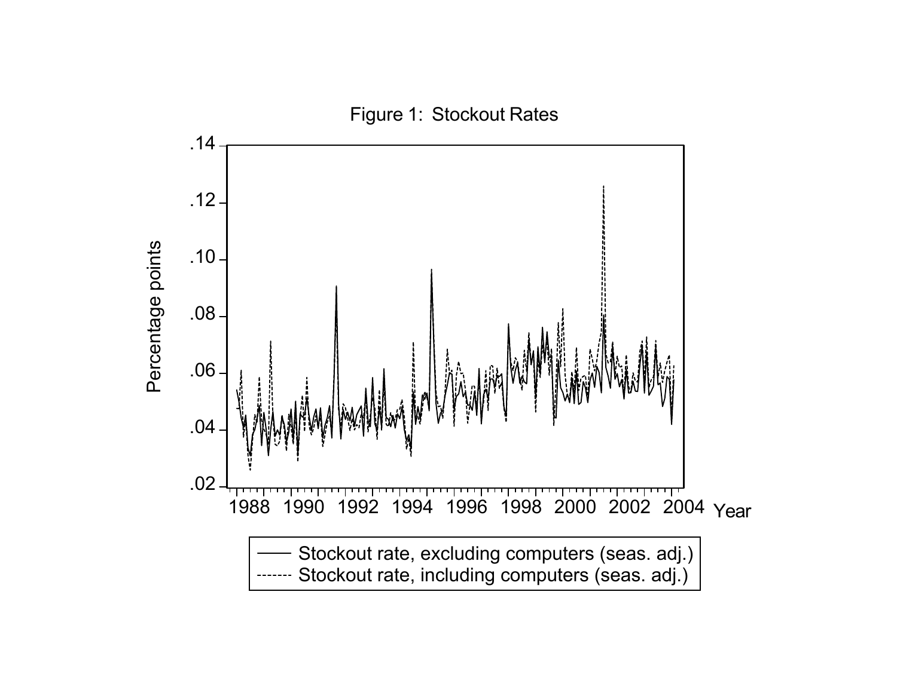Figure 1: Stockout Rates

Stockout rate, excluding computers (seas. adj.)

Stockout rate, including computers (seas. adj.)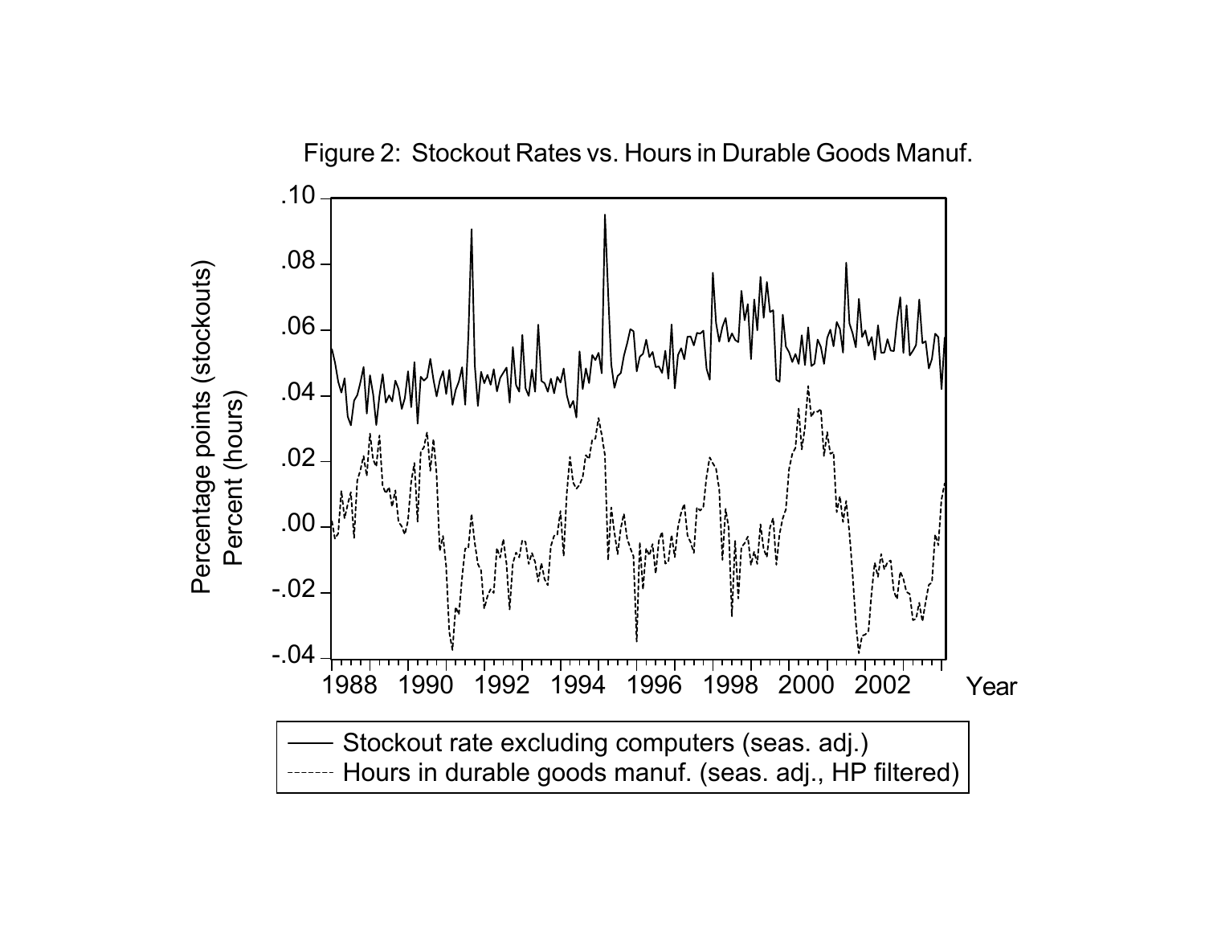Figure 2: Stockout Rates vs. Hours in Durable Goods Manuf.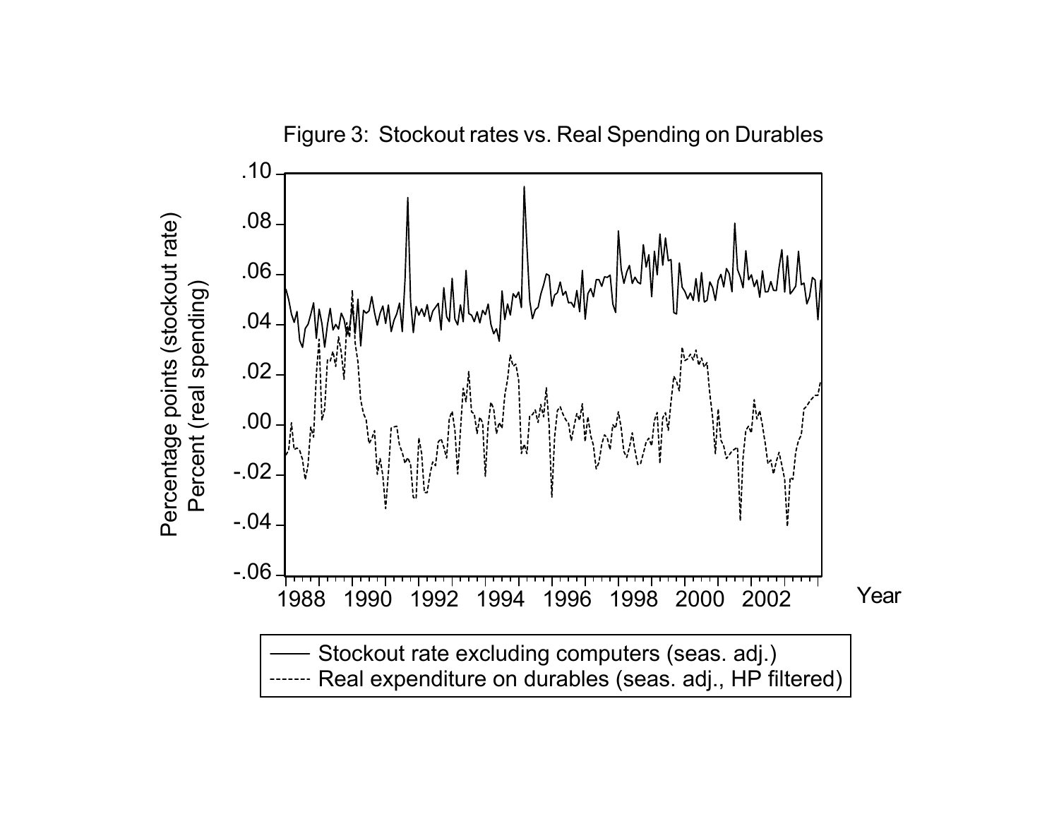Figure 3: Stockout rates vs. Real Spending on Durables

Percentage points (stockout rate)
Percent (real spending)

Year

—— Stockout rate excluding computers (seas. adj.)
------ Real expenditure on durables (seas. adj., HP filtered)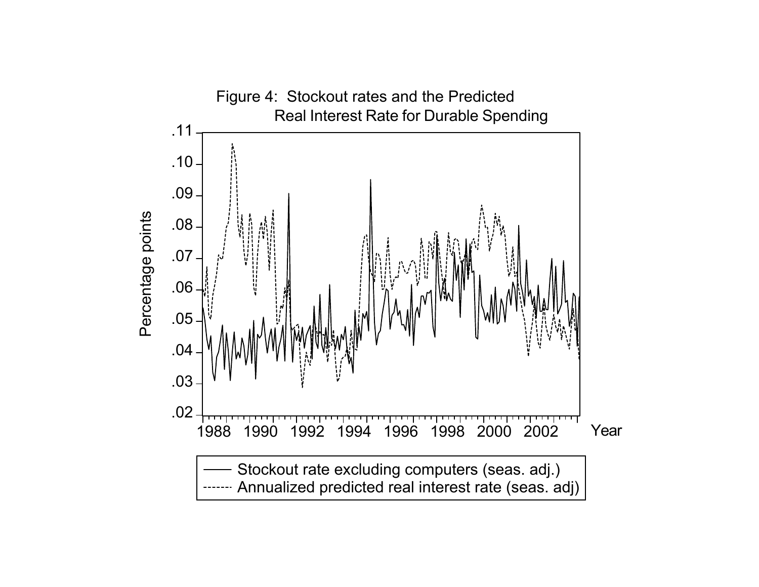Figure 4: Stockout rates and the Predicted Real Interest Rate for Durable Spending

Percentage points

Year

—— Stockout rate excluding computers (seas. adj.)

------ Annualized predicted real interest rate (seas. adj)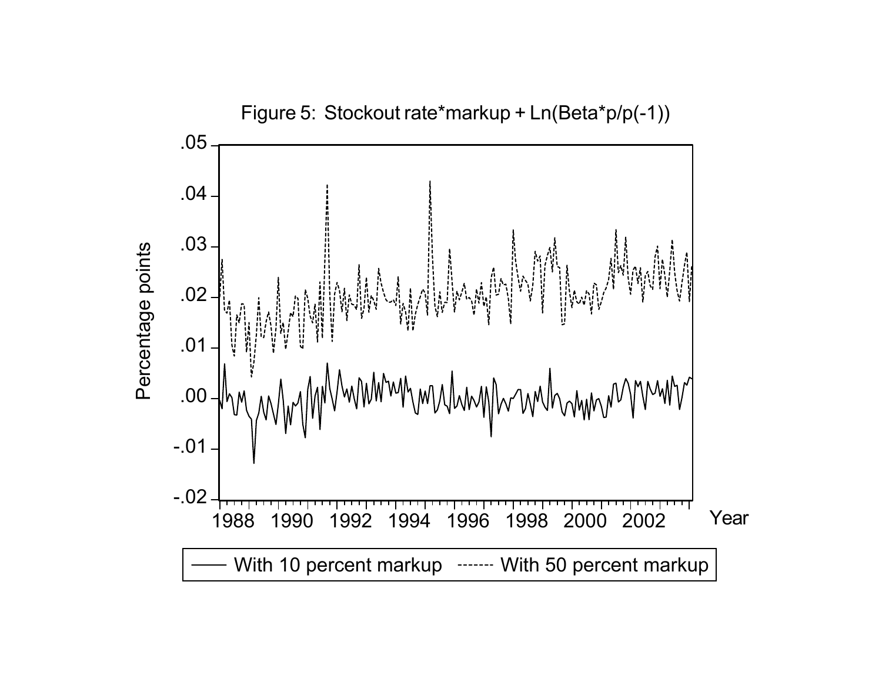Figure 5: Stockout rate*markup + Ln(Beta*p/p(-1))

Percentage points

.05
.04
.03
.02
.01
.00
-.01
-.02

1988 1990 1992 1994 1996 1998 2000 2002 Year

—— With 10 percent markup ------ With 50 percent markup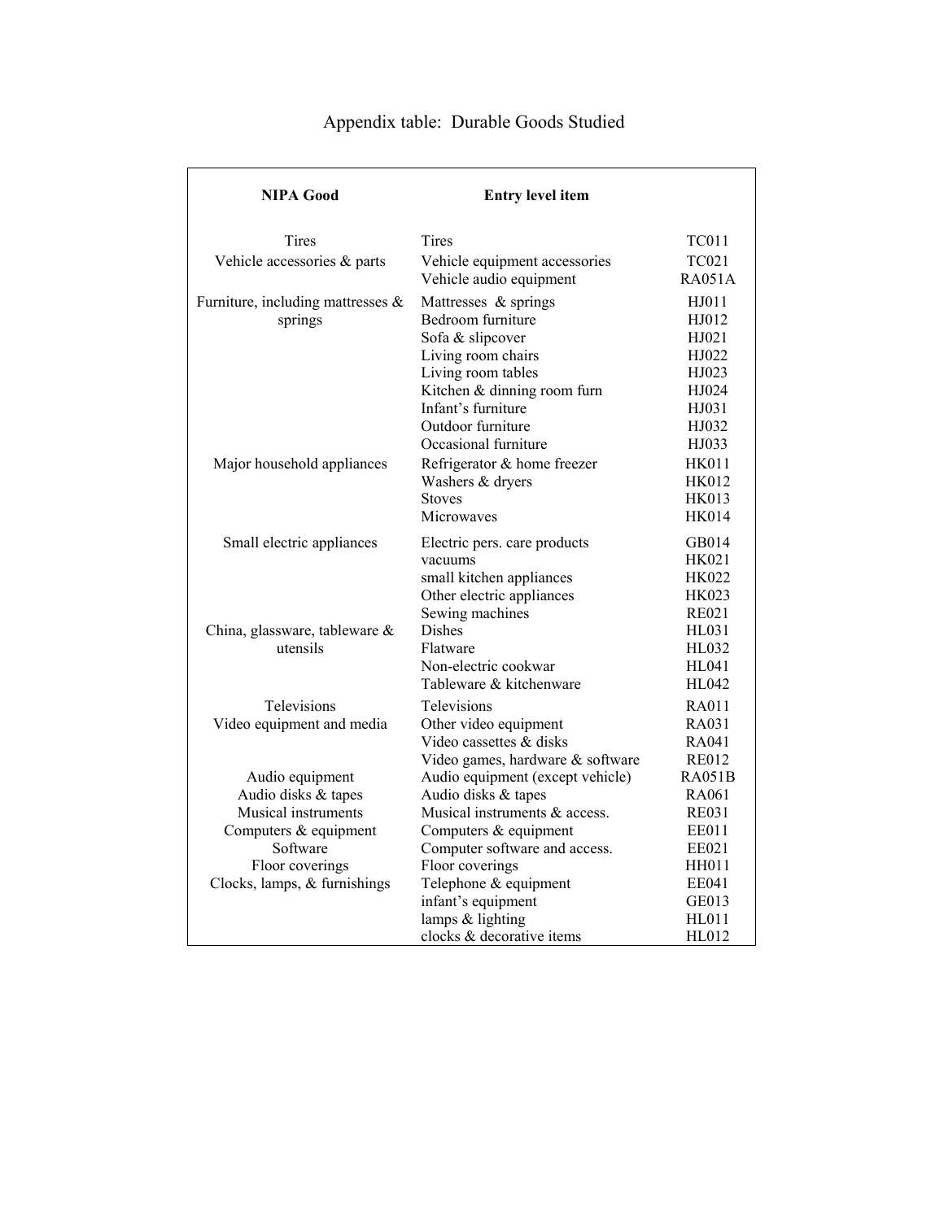# Appendix table: Durable Goods Studied

| NIPA Good | Entry level item | |
|---|---|---|
| Tires | Tires | TC011 |
| Vehicle accessories & parts | Vehicle equipment accessories | TC021 |
| | Vehicle audio equipment | RA051A |
| Furniture, including mattresses & springs | Mattresses & springs | HJ011 |
| | Bedroom furniture | HJ012 |
| | Sofa & slipcover | HJ021 |
| | Living room chairs | HJ022 |
| | Living room tables | HJ023 |
| | Kitchen & dinning room furn | HJ024 |
| | Infant's furniture | HJ031 |
| | Outdoor furniture | HJ032 |
| | Occasional furniture | HJ033 |
| Major household appliances | Refrigerator & home freezer | HK011 |
| | Washers & dryers | HK012 |
| | Stoves | HK013 |
| | Microwaves | HK014 |
| Small electric appliances | Electric pers. care products | GB014 |
| | vacuums | HK021 |
| | small kitchen appliances | HK022 |
| | Other electric appliances | HK023 |
| | Sewing machines | RE021 |
| China, glassware, tableware & utensils | Dishes | HL031 |
| | Flatware | HL032 |
| | Non-electric cookwar | HL041 |
| | Tableware & kitchenware | HL042 |
| Televisions | Televisions | RA011 |
| Video equipment and media | Other video equipment | RA031 |
| | Video cassettes & disks | RA041 |
| | Video games, hardware & software | RE012 |
| Audio equipment | Audio equipment (except vehicle) | RA051B |
| Audio disks & tapes | Audio disks & tapes | RA061 |
| Musical instruments | Musical instruments & access. | RE031 |
| Computers & equipment | Computers & equipment | EE011 |
| Software | Computer software and access. | EE021 |
| Floor coverings | Floor coverings | HH011 |
| Clocks, lamps, & furnishings | Telephone & equipment | EE041 |
| | infant's equipment | GE013 |
| | lamps & lighting | HL011 |
| | clocks & decorative items | HL012 |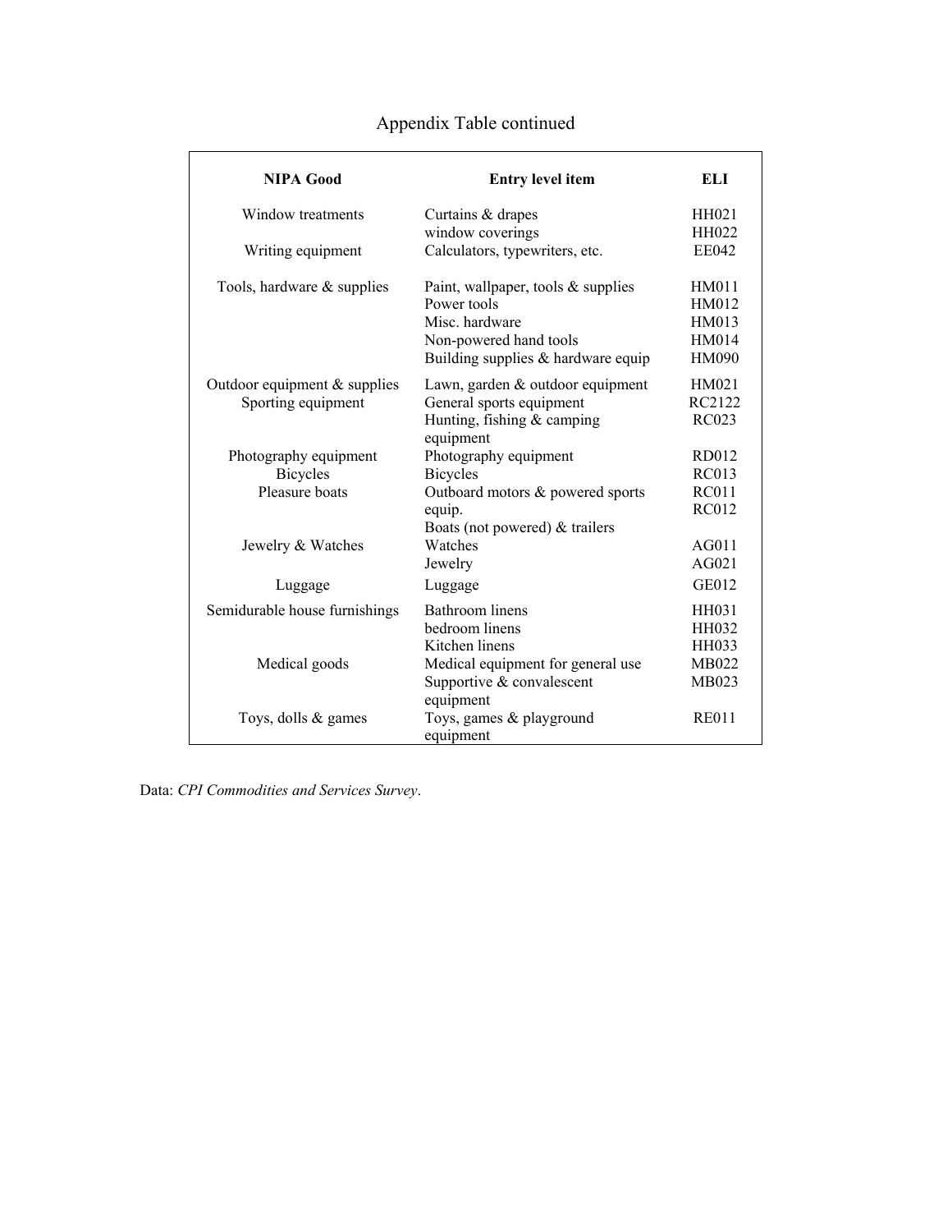Appendix Table continued

| NIPA Good | Entry level item | ELI |
|---|---|---|
| Window treatments | Curtains & drapes | HH021 |
| | window coverings | HH022 |
| Writing equipment | Calculators, typewriters, etc. | EE042 |
| Tools, hardware & supplies | Paint, wallpaper, tools & supplies | HM011 |
| | Power tools | HM012 |
| | Misc. hardware | HM013 |
| | Non-powered hand tools | HM014 |
| | Building supplies & hardware equip | HM090 |
| Outdoor equipment & supplies | Lawn, garden & outdoor equipment | HM021 |
| Sporting equipment | General sports equipment | RC2122 |
| | Hunting, fishing & camping equipment | RC023 |
| Photography equipment | Photography equipment | RD012 |
| Bicycles | Bicycles | RC013 |
| Pleasure boats | Outboard motors & powered sports equip. | RC011 |
| | Boats (not powered) & trailers | RC012 |
| Jewelry & Watches | Watches | AG011 |
| | Jewelry | AG021 |
| Luggage | Luggage | GE012 |
| Semidurable house furnishings | Bathroom linens | HH031 |
| | bedroom linens | HH032 |
| | Kitchen linens | HH033 |
| Medical goods | Medical equipment for general use | MB022 |
| | Supportive & convalescent equipment | MB023 |
| Toys, dolls & games | Toys, games & playground equipment | RE011 |

Data: *CPI Commodities and Services Survey*.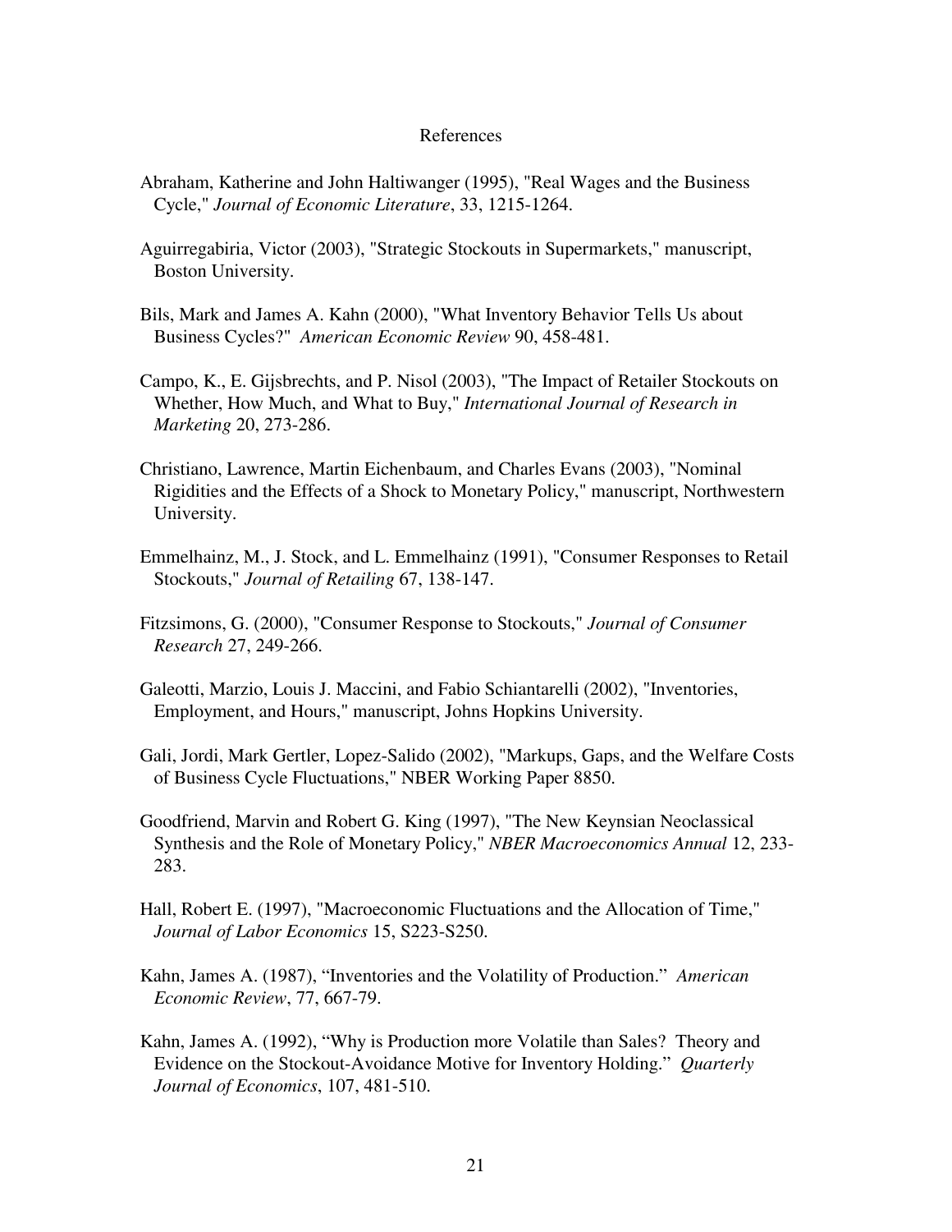# References

Abraham, Katherine and John Haltiwanger (1995), "Real Wages and the Business Cycle," *Journal of Economic Literature*, 33, 1215-1264.

Aguirregabiria, Victor (2003), "Strategic Stockouts in Supermarkets," manuscript, Boston University.

Bils, Mark and James A. Kahn (2000), "What Inventory Behavior Tells Us about Business Cycles?" *American Economic Review* 90, 458-481.

Campo, K., E. Gijsbrechts, and P. Nisol (2003), "The Impact of Retailer Stockouts on Whether, How Much, and What to Buy," *International Journal of Research in Marketing* 20, 273-286.

Christiano, Lawrence, Martin Eichenbaum, and Charles Evans (2003), "Nominal Rigidities and the Effects of a Shock to Monetary Policy," manuscript, Northwestern University.

Emmelhainz, M., J. Stock, and L. Emmelhainz (1991), "Consumer Responses to Retail Stockouts," *Journal of Retailing* 67, 138-147.

Fitzsimons, G. (2000), "Consumer Response to Stockouts," *Journal of Consumer Research* 27, 249-266.

Galeotti, Marzio, Louis J. Maccini, and Fabio Schiantarelli (2002), "Inventories, Employment, and Hours," manuscript, Johns Hopkins University.

Gali, Jordi, Mark Gertler, Lopez-Salido (2002), "Markups, Gaps, and the Welfare Costs of Business Cycle Fluctuations," NBER Working Paper 8850.

Goodfriend, Marvin and Robert G. King (1997), "The New Keynsian Neoclassical Synthesis and the Role of Monetary Policy," *NBER Macroeconomics Annual* 12, 233-283.

Hall, Robert E. (1997), "Macroeconomic Fluctuations and the Allocation of Time," *Journal of Labor Economics* 15, S223-S250.

Kahn, James A. (1987), "Inventories and the Volatility of Production." *American Economic Review*, 77, 667-79.

Kahn, James A. (1992), "Why is Production more Volatile than Sales? Theory and Evidence on the Stockout-Avoidance Motive for Inventory Holding." *Quarterly Journal of Economics*, 107, 481-510.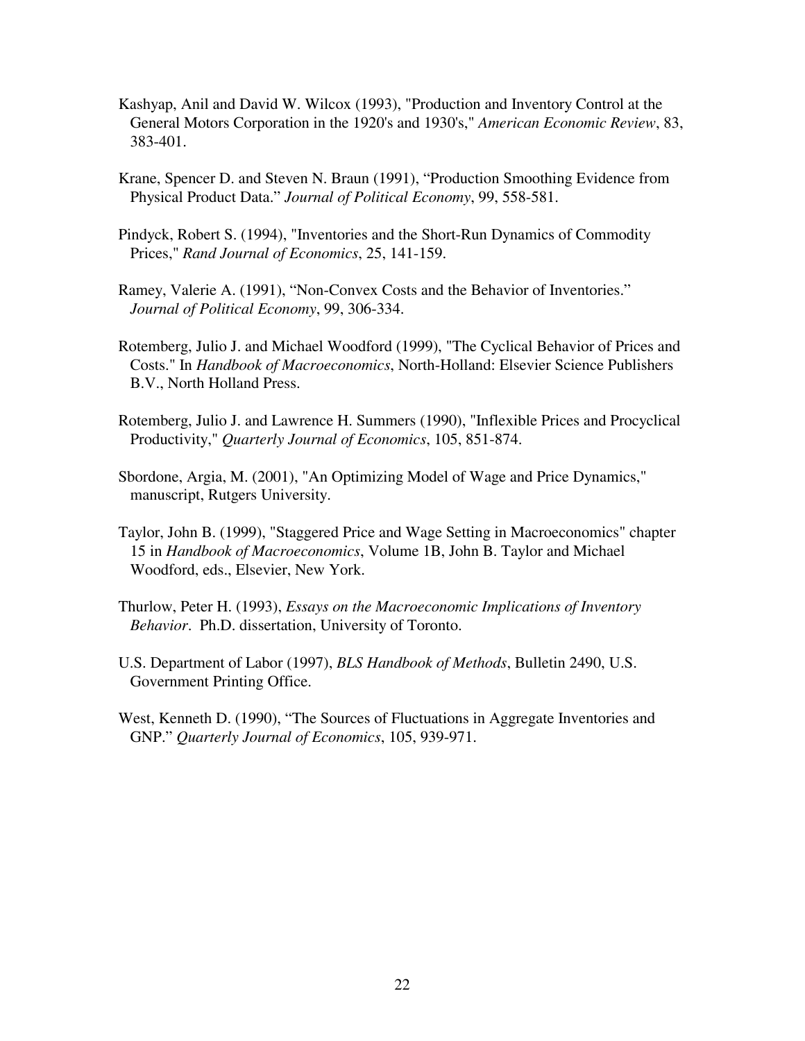Kashyap, Anil and David W. Wilcox (1993), "Production and Inventory Control at the General Motors Corporation in the 1920's and 1930's," *American Economic Review*, 83, 383-401.

Krane, Spencer D. and Steven N. Braun (1991), "Production Smoothing Evidence from Physical Product Data." *Journal of Political Economy*, 99, 558-581.

Pindyck, Robert S. (1994), "Inventories and the Short-Run Dynamics of Commodity Prices," *Rand Journal of Economics*, 25, 141-159.

Ramey, Valerie A. (1991), "Non-Convex Costs and the Behavior of Inventories." *Journal of Political Economy*, 99, 306-334.

Rotemberg, Julio J. and Michael Woodford (1999), "The Cyclical Behavior of Prices and Costs." In *Handbook of Macroeconomics*, North-Holland: Elsevier Science Publishers B.V., North Holland Press.

Rotemberg, Julio J. and Lawrence H. Summers (1990), "Inflexible Prices and Procyclical Productivity," *Quarterly Journal of Economics*, 105, 851-874.

Sbordone, Argia, M. (2001), "An Optimizing Model of Wage and Price Dynamics," manuscript, Rutgers University.

Taylor, John B. (1999), "Staggered Price and Wage Setting in Macroeconomics" chapter 15 in *Handbook of Macroeconomics*, Volume 1B, John B. Taylor and Michael Woodford, eds., Elsevier, New York.

Thurlow, Peter H. (1993), *Essays on the Macroeconomic Implications of Inventory Behavior*. Ph.D. dissertation, University of Toronto.

U.S. Department of Labor (1997), *BLS Handbook of Methods*, Bulletin 2490, U.S. Government Printing Office.

West, Kenneth D. (1990), "The Sources of Fluctuations in Aggregate Inventories and GNP." *Quarterly Journal of Economics*, 105, 939-971.